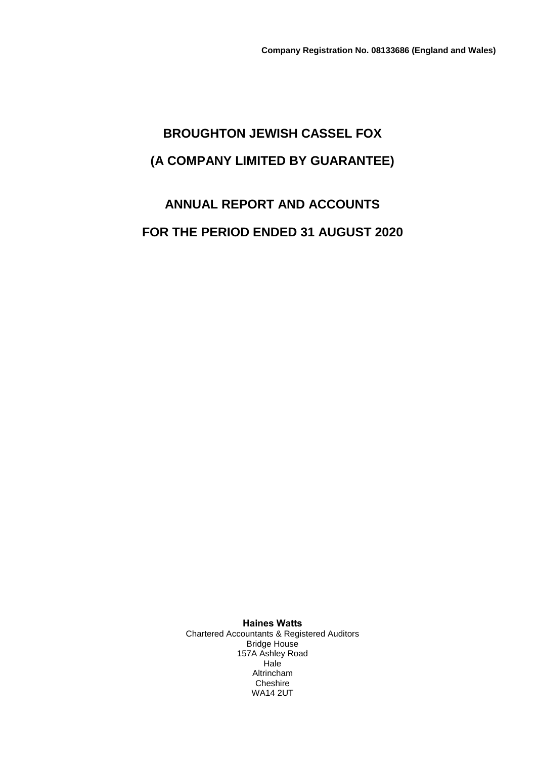**Company Registration No. 08133686 (England and Wales)**

# BROUGHTON JEWISH CASSEL FOX

# (A COMPANY LIMITED BY GUARANTEE)

# ANNUAL REPORT AND ACCOUNTS

# FOR THE PERIOD ENDED 31 AUGUST 2020

**Haines Watts**
Chartered Accountants & Registered Auditors
Bridge House
157A Ashley Road
Hale
Altrincham
Cheshire
WA14 2UT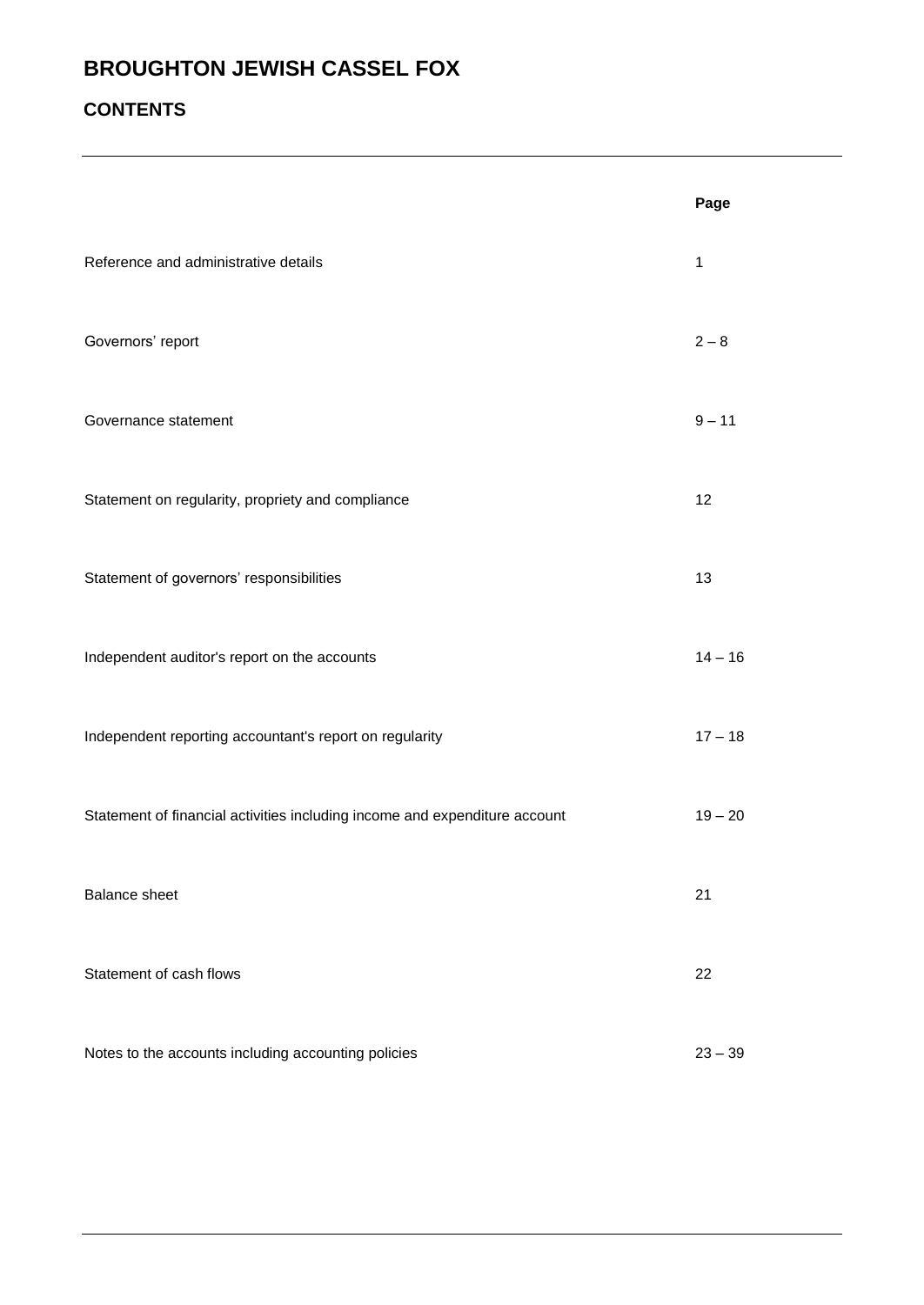# BROUGHTON JEWISH CASSEL FOX

## CONTENTS

| | Page |
|---|---|
| Reference and administrative details | 1 |
| Governors' report | 2 – 8 |
| Governance statement | 9 – 11 |
| Statement on regularity, propriety and compliance | 12 |
| Statement of governors' responsibilities | 13 |
| Independent auditor's report on the accounts | 14 – 16 |
| Independent reporting accountant's report on regularity | 17 – 18 |
| Statement of financial activities including income and expenditure account | 19 – 20 |
| Balance sheet | 21 |
| Statement of cash flows | 22 |
| Notes to the accounts including accounting policies | 23 – 39 |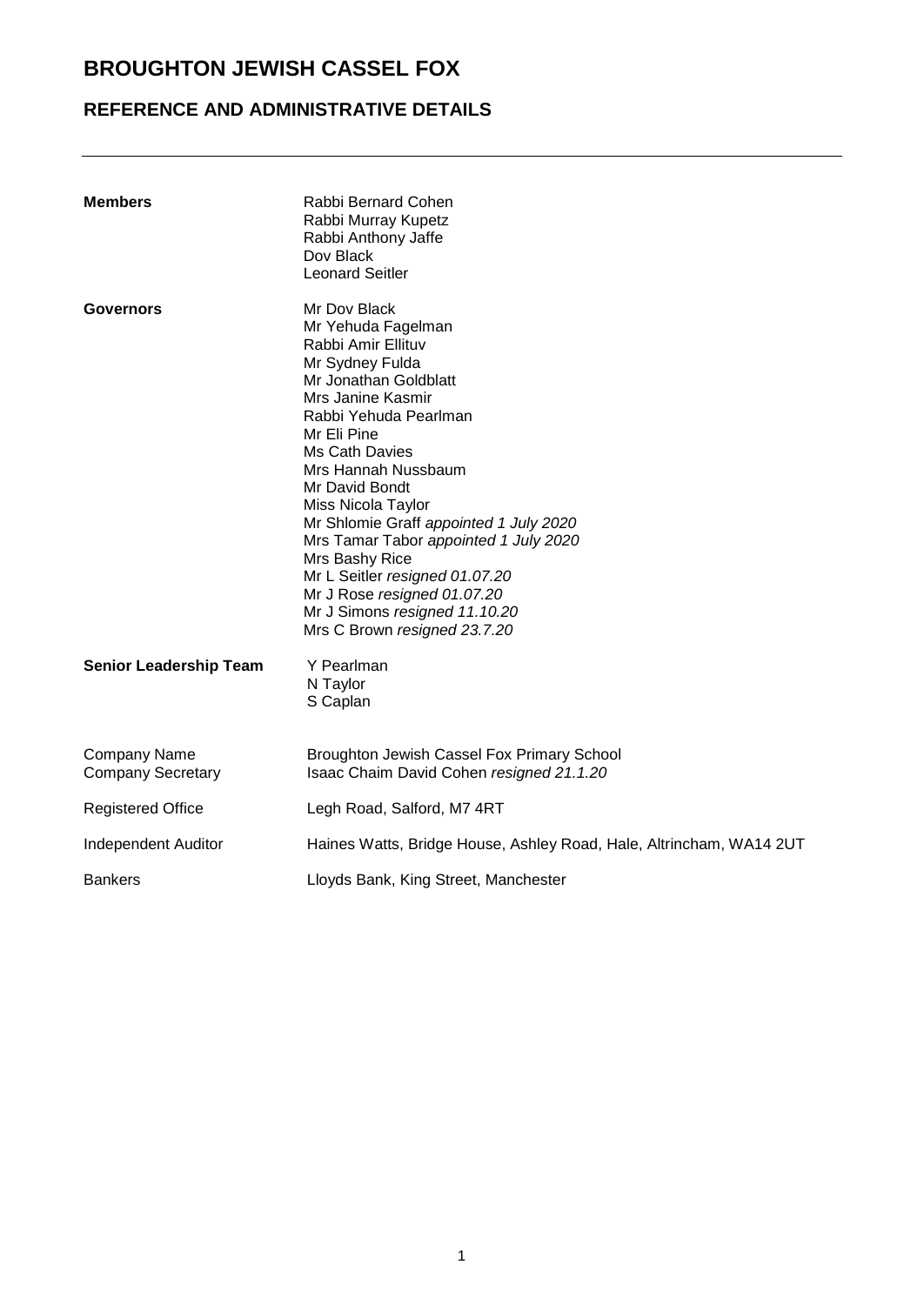# BROUGHTON JEWISH CASSEL FOX

## REFERENCE AND ADMINISTRATIVE DETAILS

| | |
|---|---|
| **Members** | Rabbi Bernard Cohen<br>Rabbi Murray Kupetz<br>Rabbi Anthony Jaffe<br>Dov Black<br>Leonard Seitler |
| **Governors** | Mr Dov Black<br>Mr Yehuda Fagelman<br>Rabbi Amir Ellituv<br>Mr Sydney Fulda<br>Mr Jonathan Goldblatt<br>Mrs Janine Kasmir<br>Rabbi Yehuda Pearlman<br>Mr Eli Pine<br>Ms Cath Davies<br>Mrs Hannah Nussbaum<br>Mr David Bondt<br>Miss Nicola Taylor<br>Mr Shlomie Graff *appointed 1 July 2020*<br>Mrs Tamar Tabor *appointed 1 July 2020*<br>Mrs Bashy Rice<br>Mr L Seitler *resigned 01.07.20*<br>Mr J Rose *resigned 01.07.20*<br>Mr J Simons *resigned 11.10.20*<br>Mrs C Brown *resigned 23.7.20* |
| **Senior Leadership Team** | Y Pearlman<br>N Taylor<br>S Caplan |
| Company Name | Broughton Jewish Cassel Fox Primary School |
| Company Secretary | Isaac Chaim David Cohen *resigned 21.1.20* |
| Registered Office | Legh Road, Salford, M7 4RT |
| Independent Auditor | Haines Watts, Bridge House, Ashley Road, Hale, Altrincham, WA14 2UT |
| Bankers | Lloyds Bank, King Street, Manchester |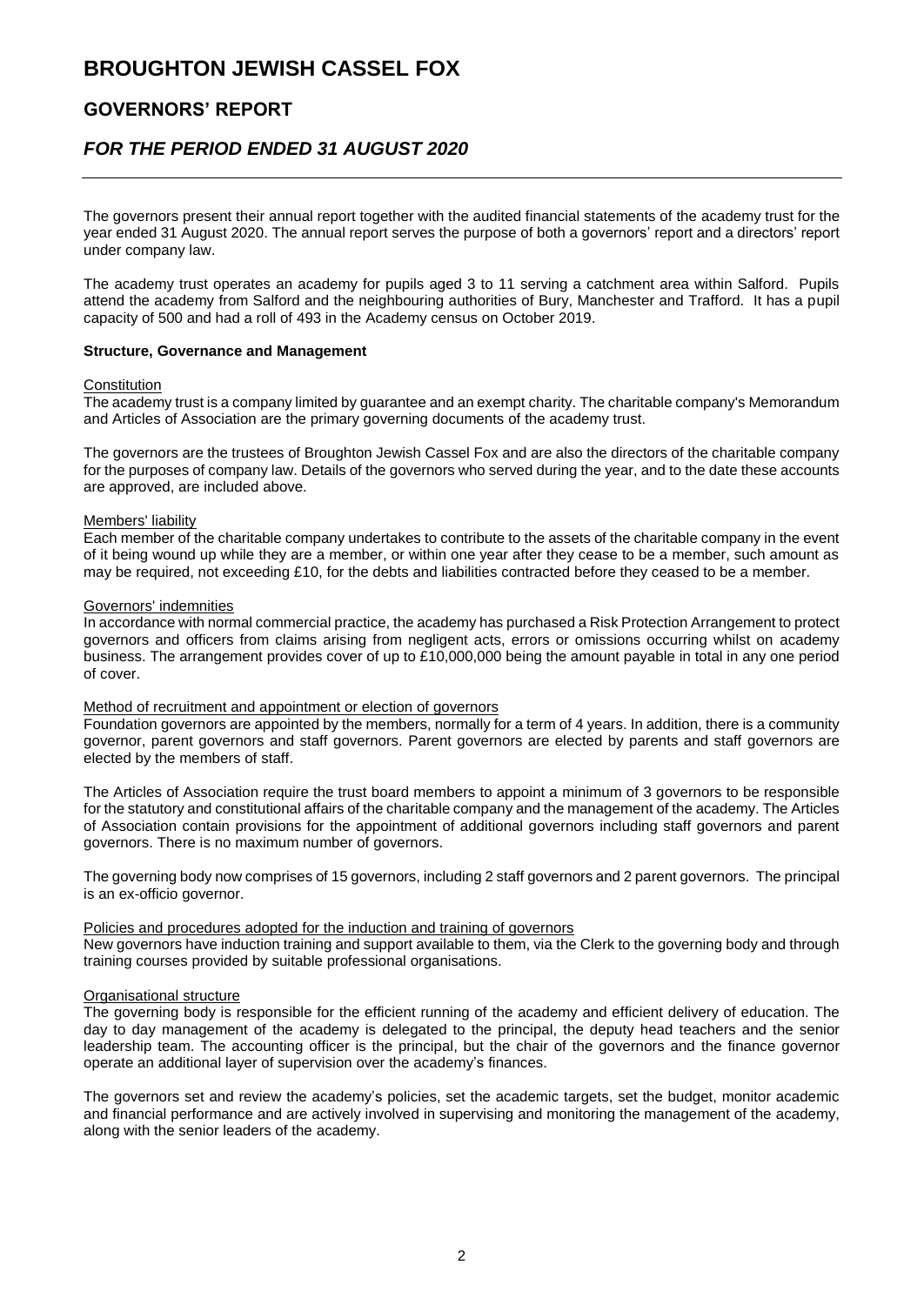# BROUGHTON JEWISH CASSEL FOX

## GOVERNORS' REPORT

## *FOR THE PERIOD ENDED 31 AUGUST 2020*

The governors present their annual report together with the audited financial statements of the academy trust for the year ended 31 August 2020. The annual report serves the purpose of both a governors' report and a directors' report under company law.

The academy trust operates an academy for pupils aged 3 to 11 serving a catchment area within Salford. Pupils attend the academy from Salford and the neighbouring authorities of Bury, Manchester and Trafford. It has a pupil capacity of 500 and had a roll of 493 in the Academy census on October 2019.

**Structure, Governance and Management**

Constitution

The academy trust is a company limited by guarantee and an exempt charity. The charitable company's Memorandum and Articles of Association are the primary governing documents of the academy trust.

The governors are the trustees of Broughton Jewish Cassel Fox and are also the directors of the charitable company for the purposes of company law. Details of the governors who served during the year, and to the date these accounts are approved, are included above.

Members' liability

Each member of the charitable company undertakes to contribute to the assets of the charitable company in the event of it being wound up while they are a member, or within one year after they cease to be a member, such amount as may be required, not exceeding £10, for the debts and liabilities contracted before they ceased to be a member.

Governors' indemnities

In accordance with normal commercial practice, the academy has purchased a Risk Protection Arrangement to protect governors and officers from claims arising from negligent acts, errors or omissions occurring whilst on academy business. The arrangement provides cover of up to £10,000,000 being the amount payable in total in any one period of cover.

Method of recruitment and appointment or election of governors

Foundation governors are appointed by the members, normally for a term of 4 years. In addition, there is a community governor, parent governors and staff governors. Parent governors are elected by parents and staff governors are elected by the members of staff.

The Articles of Association require the trust board members to appoint a minimum of 3 governors to be responsible for the statutory and constitutional affairs of the charitable company and the management of the academy. The Articles of Association contain provisions for the appointment of additional governors including staff governors and parent governors. There is no maximum number of governors.

The governing body now comprises of 15 governors, including 2 staff governors and 2 parent governors. The principal is an ex-officio governor.

Policies and procedures adopted for the induction and training of governors

New governors have induction training and support available to them, via the Clerk to the governing body and through training courses provided by suitable professional organisations.

Organisational structure

The governing body is responsible for the efficient running of the academy and efficient delivery of education. The day to day management of the academy is delegated to the principal, the deputy head teachers and the senior leadership team. The accounting officer is the principal, but the chair of the governors and the finance governor operate an additional layer of supervision over the academy's finances.

The governors set and review the academy's policies, set the academic targets, set the budget, monitor academic and financial performance and are actively involved in supervising and monitoring the management of the academy, along with the senior leaders of the academy.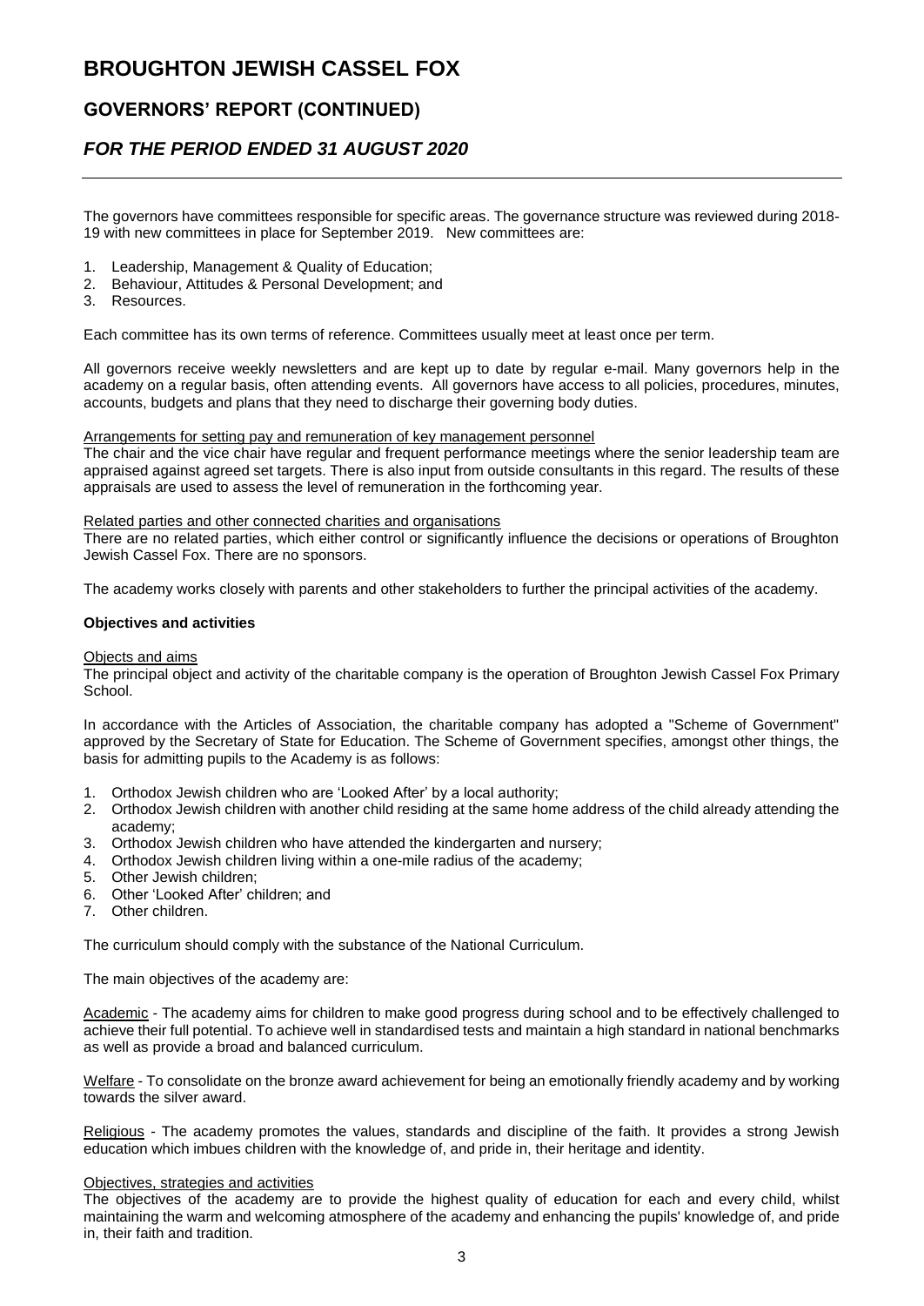# BROUGHTON JEWISH CASSEL FOX

## GOVERNORS' REPORT (CONTINUED)

## *FOR THE PERIOD ENDED 31 AUGUST 2020*

The governors have committees responsible for specific areas. The governance structure was reviewed during 2018-19 with new committees in place for September 2019. New committees are:

1. Leadership, Management & Quality of Education;
2. Behaviour, Attitudes & Personal Development; and
3. Resources.

Each committee has its own terms of reference. Committees usually meet at least once per term.

All governors receive weekly newsletters and are kept up to date by regular e-mail. Many governors help in the academy on a regular basis, often attending events. All governors have access to all policies, procedures, minutes, accounts, budgets and plans that they need to discharge their governing body duties.

Arrangements for setting pay and remuneration of key management personnel

The chair and the vice chair have regular and frequent performance meetings where the senior leadership team are appraised against agreed set targets. There is also input from outside consultants in this regard. The results of these appraisals are used to assess the level of remuneration in the forthcoming year.

Related parties and other connected charities and organisations

There are no related parties, which either control or significantly influence the decisions or operations of Broughton Jewish Cassel Fox. There are no sponsors.

The academy works closely with parents and other stakeholders to further the principal activities of the academy.

**Objectives and activities**

Objects and aims

The principal object and activity of the charitable company is the operation of Broughton Jewish Cassel Fox Primary School.

In accordance with the Articles of Association, the charitable company has adopted a "Scheme of Government" approved by the Secretary of State for Education. The Scheme of Government specifies, amongst other things, the basis for admitting pupils to the Academy is as follows:

1. Orthodox Jewish children who are 'Looked After' by a local authority;
2. Orthodox Jewish children with another child residing at the same home address of the child already attending the academy;
3. Orthodox Jewish children who have attended the kindergarten and nursery;
4. Orthodox Jewish children living within a one-mile radius of the academy;
5. Other Jewish children;
6. Other 'Looked After' children; and
7. Other children.

The curriculum should comply with the substance of the National Curriculum.

The main objectives of the academy are:

Academic - The academy aims for children to make good progress during school and to be effectively challenged to achieve their full potential. To achieve well in standardised tests and maintain a high standard in national benchmarks as well as provide a broad and balanced curriculum.

Welfare - To consolidate on the bronze award achievement for being an emotionally friendly academy and by working towards the silver award.

Religious - The academy promotes the values, standards and discipline of the faith. It provides a strong Jewish education which imbues children with the knowledge of, and pride in, their heritage and identity.

Objectives, strategies and activities

The objectives of the academy are to provide the highest quality of education for each and every child, whilst maintaining the warm and welcoming atmosphere of the academy and enhancing the pupils' knowledge of, and pride in, their faith and tradition.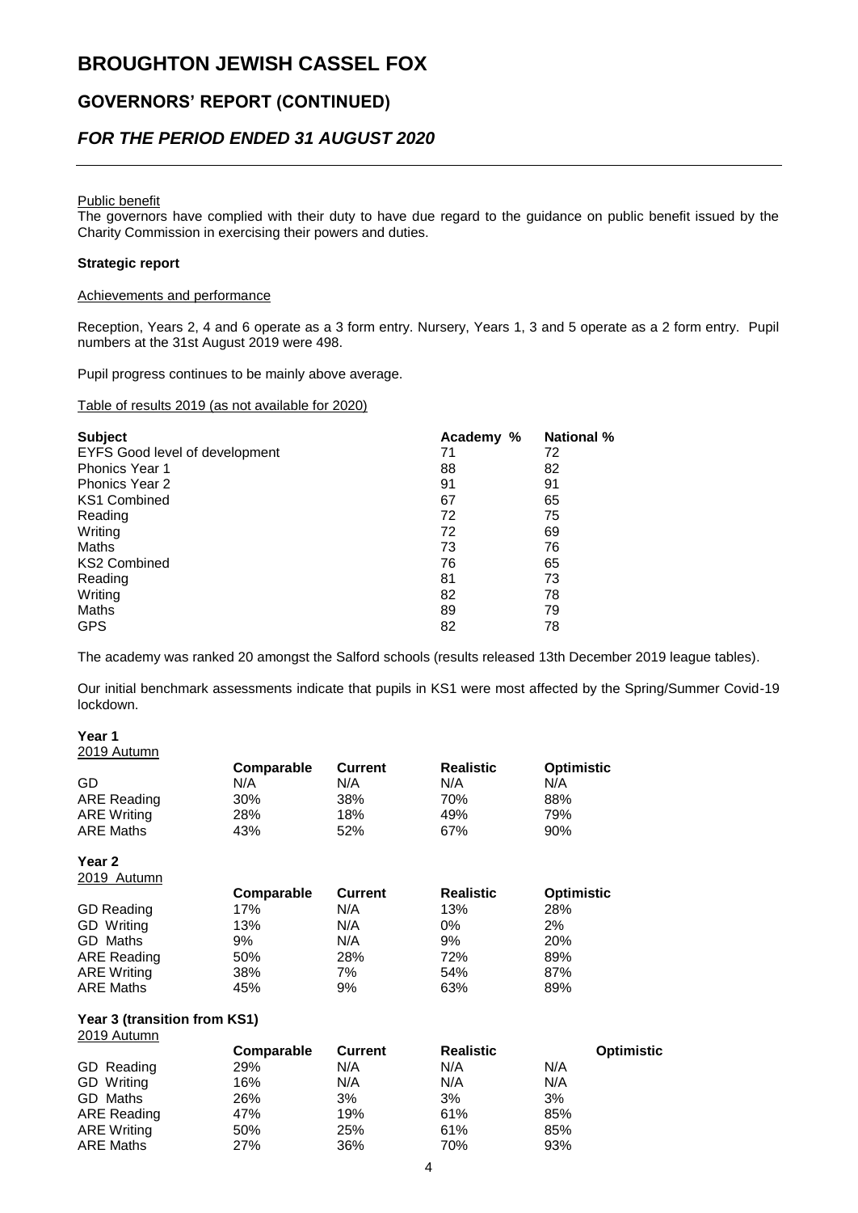# BROUGHTON JEWISH CASSEL FOX

## GOVERNORS' REPORT (CONTINUED)

## *FOR THE PERIOD ENDED 31 AUGUST 2020*

Public benefit

The governors have complied with their duty to have due regard to the guidance on public benefit issued by the Charity Commission in exercising their powers and duties.

**Strategic report**

Achievements and performance

Reception, Years 2, 4 and 6 operate as a 3 form entry. Nursery, Years 1, 3 and 5 operate as a 2 form entry. Pupil numbers at the 31st August 2019 were 498.

Pupil progress continues to be mainly above average.

Table of results 2019 (as not available for 2020)

| Subject | Academy % | National % |
|---|---|---|
| EYFS Good level of development | 71 | 72 |
| Phonics Year 1 | 88 | 82 |
| Phonics Year 2 | 91 | 91 |
| KS1 Combined | 67 | 65 |
| Reading | 72 | 75 |
| Writing | 72 | 69 |
| Maths | 73 | 76 |
| KS2 Combined | 76 | 65 |
| Reading | 81 | 73 |
| Writing | 82 | 78 |
| Maths | 89 | 79 |
| GPS | 82 | 78 |

The academy was ranked 20 amongst the Salford schools (results released 13th December 2019 league tables).

Our initial benchmark assessments indicate that pupils in KS1 were most affected by the Spring/Summer Covid-19 lockdown.

**Year 1**

2019 Autumn

| | Comparable | Current | Realistic | Optimistic |
|---|---|---|---|---|
| GD | N/A | N/A | N/A | N/A |
| ARE Reading | 30% | 38% | 70% | 88% |
| ARE Writing | 28% | 18% | 49% | 79% |
| ARE Maths | 43% | 52% | 67% | 90% |

**Year 2**

2019 Autumn

| | Comparable | Current | Realistic | Optimistic |
|---|---|---|---|---|
| GD Reading | 17% | N/A | 13% | 28% |
| GD Writing | 13% | N/A | 0% | 2% |
| GD Maths | 9% | N/A | 9% | 20% |
| ARE Reading | 50% | 28% | 72% | 89% |
| ARE Writing | 38% | 7% | 54% | 87% |
| ARE Maths | 45% | 9% | 63% | 89% |

**Year 3 (transition from KS1)**

2019 Autumn

| | Comparable | Current | Realistic | Optimistic |
|---|---|---|---|---|
| GD Reading | 29% | N/A | N/A | N/A |
| GD Writing | 16% | N/A | N/A | N/A |
| GD Maths | 26% | 3% | 3% | 3% |
| ARE Reading | 47% | 19% | 61% | 85% |
| ARE Writing | 50% | 25% | 61% | 85% |
| ARE Maths | 27% | 36% | 70% | 93% |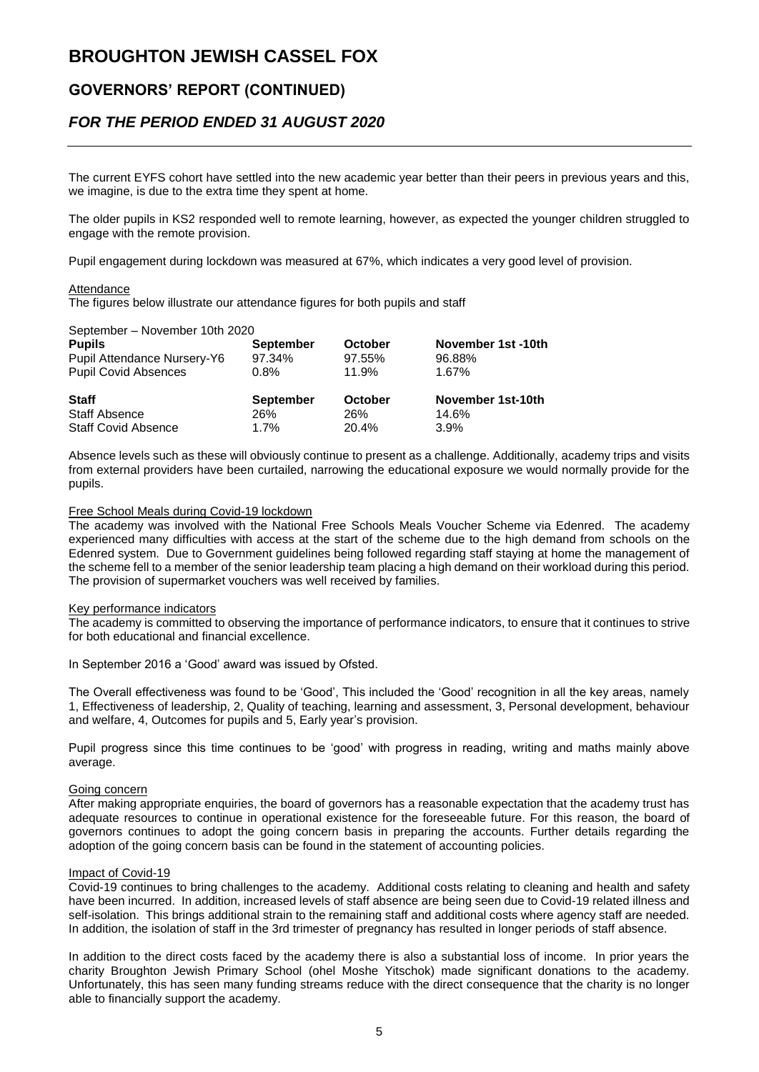The current EYFS cohort have settled into the new academic year better than their peers in previous years and this, we imagine, is due to the extra time they spent at home.

The older pupils in KS2 responded well to remote learning, however, as expected the younger children struggled to engage with the remote provision.

Pupil engagement during lockdown was measured at 67%, which indicates a very good level of provision.

Attendance

The figures below illustrate our attendance figures for both pupils and staff

September – November 10th 2020

| Pupils | September | October | November 1st -10th |
|---|---|---|---|
| Pupil Attendance Nursery-Y6 | 97.34% | 97.55% | 96.88% |
| Pupil Covid Absences | 0.8% | 11.9% | 1.67% |

| Staff | September | October | November 1st-10th |
|---|---|---|---|
| Staff Absence | 26% | 26% | 14.6% |
| Staff Covid Absence | 1.7% | 20.4% | 3.9% |

Absence levels such as these will obviously continue to present as a challenge. Additionally, academy trips and visits from external providers have been curtailed, narrowing the educational exposure we would normally provide for the pupils.

Free School Meals during Covid-19 lockdown

The academy was involved with the National Free Schools Meals Voucher Scheme via Edenred. The academy experienced many difficulties with access at the start of the scheme due to the high demand from schools on the Edenred system. Due to Government guidelines being followed regarding staff staying at home the management of the scheme fell to a member of the senior leadership team placing a high demand on their workload during this period. The provision of supermarket vouchers was well received by families.

Key performance indicators

The academy is committed to observing the importance of performance indicators, to ensure that it continues to strive for both educational and financial excellence.

In September 2016 a 'Good' award was issued by Ofsted.

The Overall effectiveness was found to be 'Good', This included the 'Good' recognition in all the key areas, namely 1, Effectiveness of leadership, 2, Quality of teaching, learning and assessment, 3, Personal development, behaviour and welfare, 4, Outcomes for pupils and 5, Early year's provision.

Pupil progress since this time continues to be 'good' with progress in reading, writing and maths mainly above average.

Going concern

After making appropriate enquiries, the board of governors has a reasonable expectation that the academy trust has adequate resources to continue in operational existence for the foreseeable future. For this reason, the board of governors continues to adopt the going concern basis in preparing the accounts. Further details regarding the adoption of the going concern basis can be found in the statement of accounting policies.

Impact of Covid-19

Covid-19 continues to bring challenges to the academy. Additional costs relating to cleaning and health and safety have been incurred. In addition, increased levels of staff absence are being seen due to Covid-19 related illness and self-isolation. This brings additional strain to the remaining staff and additional costs where agency staff are needed. In addition, the isolation of staff in the 3rd trimester of pregnancy has resulted in longer periods of staff absence.

In addition to the direct costs faced by the academy there is also a substantial loss of income. In prior years the charity Broughton Jewish Primary School (ohel Moshe Yitschok) made significant donations to the academy. Unfortunately, this has seen many funding streams reduce with the direct consequence that the charity is no longer able to financially support the academy.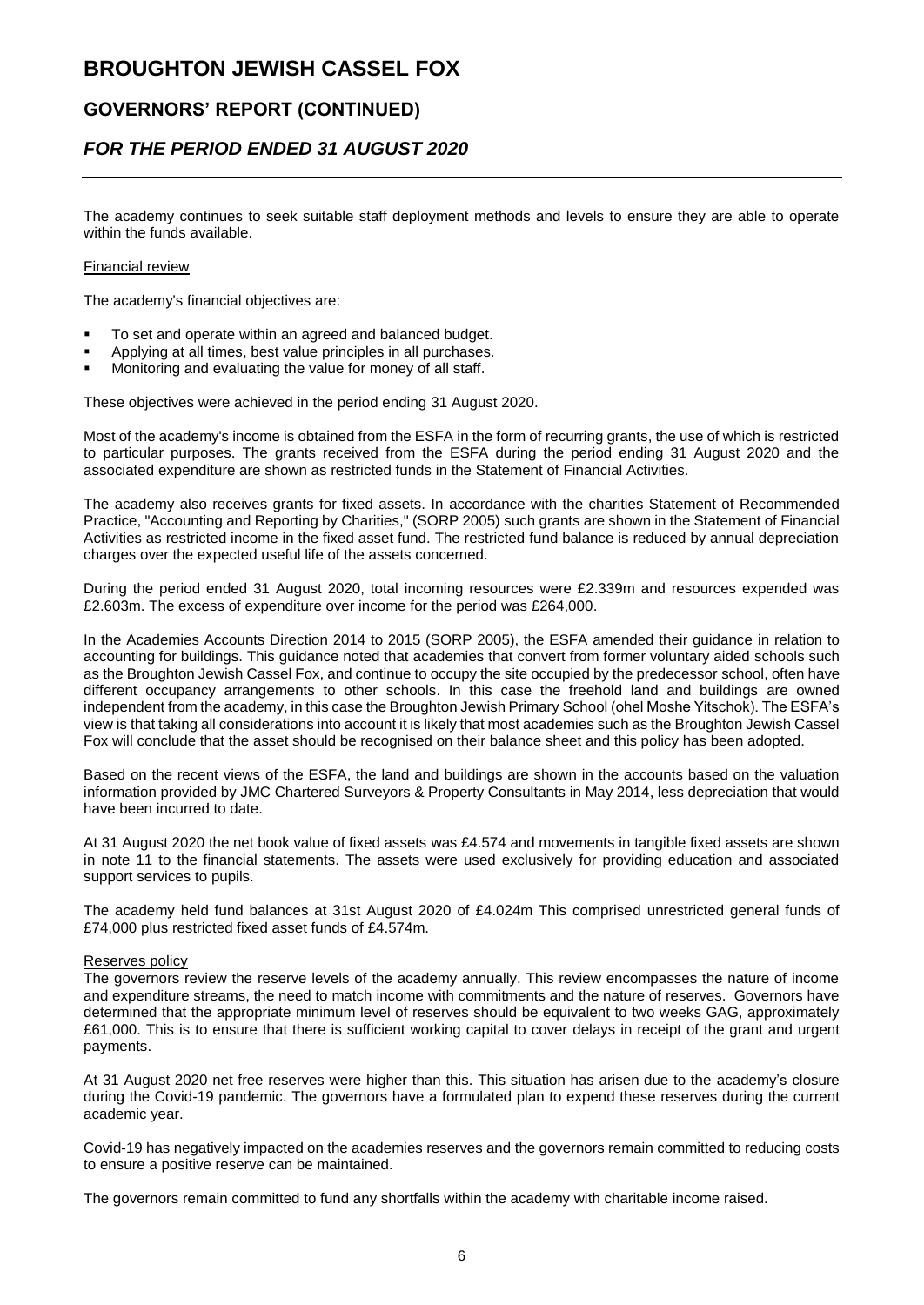The academy continues to seek suitable staff deployment methods and levels to ensure they are able to operate within the funds available.

Financial review

The academy's financial objectives are:

- To set and operate within an agreed and balanced budget.
- Applying at all times, best value principles in all purchases.
- Monitoring and evaluating the value for money of all staff.

These objectives were achieved in the period ending 31 August 2020.

Most of the academy's income is obtained from the ESFA in the form of recurring grants, the use of which is restricted to particular purposes. The grants received from the ESFA during the period ending 31 August 2020 and the associated expenditure are shown as restricted funds in the Statement of Financial Activities.

The academy also receives grants for fixed assets. In accordance with the charities Statement of Recommended Practice, "Accounting and Reporting by Charities," (SORP 2005) such grants are shown in the Statement of Financial Activities as restricted income in the fixed asset fund. The restricted fund balance is reduced by annual depreciation charges over the expected useful life of the assets concerned.

During the period ended 31 August 2020, total incoming resources were £2.339m and resources expended was £2.603m. The excess of expenditure over income for the period was £264,000.

In the Academies Accounts Direction 2014 to 2015 (SORP 2005), the ESFA amended their guidance in relation to accounting for buildings. This guidance noted that academies that convert from former voluntary aided schools such as the Broughton Jewish Cassel Fox, and continue to occupy the site occupied by the predecessor school, often have different occupancy arrangements to other schools. In this case the freehold land and buildings are owned independent from the academy, in this case the Broughton Jewish Primary School (ohel Moshe Yitschok). The ESFA's view is that taking all considerations into account it is likely that most academies such as the Broughton Jewish Cassel Fox will conclude that the asset should be recognised on their balance sheet and this policy has been adopted.

Based on the recent views of the ESFA, the land and buildings are shown in the accounts based on the valuation information provided by JMC Chartered Surveyors & Property Consultants in May 2014, less depreciation that would have been incurred to date.

At 31 August 2020 the net book value of fixed assets was £4.574 and movements in tangible fixed assets are shown in note 11 to the financial statements. The assets were used exclusively for providing education and associated support services to pupils.

The academy held fund balances at 31st August 2020 of £4.024m This comprised unrestricted general funds of £74,000 plus restricted fixed asset funds of £4.574m.

Reserves policy

The governors review the reserve levels of the academy annually. This review encompasses the nature of income and expenditure streams, the need to match income with commitments and the nature of reserves. Governors have determined that the appropriate minimum level of reserves should be equivalent to two weeks GAG, approximately £61,000. This is to ensure that there is sufficient working capital to cover delays in receipt of the grant and urgent payments.

At 31 August 2020 net free reserves were higher than this. This situation has arisen due to the academy's closure during the Covid-19 pandemic. The governors have a formulated plan to expend these reserves during the current academic year.

Covid-19 has negatively impacted on the academies reserves and the governors remain committed to reducing costs to ensure a positive reserve can be maintained.

The governors remain committed to fund any shortfalls within the academy with charitable income raised.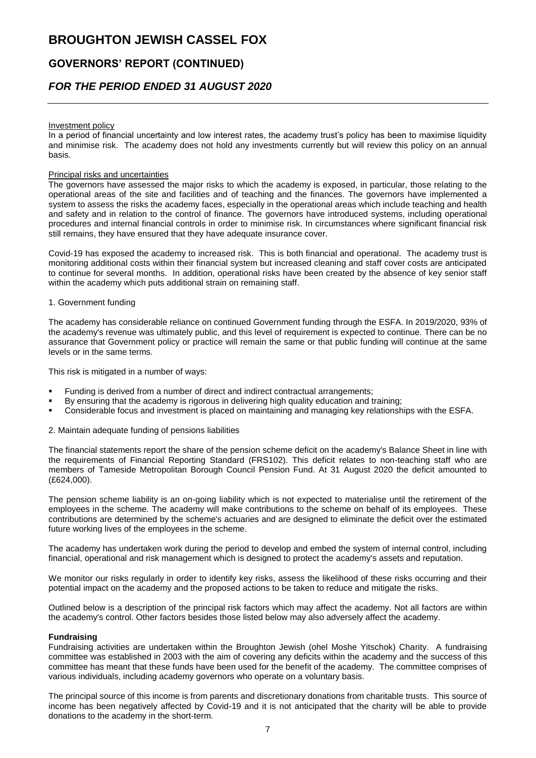#### Investment policy

In a period of financial uncertainty and low interest rates, the academy trust's policy has been to maximise liquidity and minimise risk. The academy does not hold any investments currently but will review this policy on an annual basis.

#### Principal risks and uncertainties

The governors have assessed the major risks to which the academy is exposed, in particular, those relating to the operational areas of the site and facilities and of teaching and the finances. The governors have implemented a system to assess the risks the academy faces, especially in the operational areas which include teaching and health and safety and in relation to the control of finance. The governors have introduced systems, including operational procedures and internal financial controls in order to minimise risk. In circumstances where significant financial risk still remains, they have ensured that they have adequate insurance cover.

Covid-19 has exposed the academy to increased risk. This is both financial and operational. The academy trust is monitoring additional costs within their financial system but increased cleaning and staff cover costs are anticipated to continue for several months. In addition, operational risks have been created by the absence of key senior staff within the academy which puts additional strain on remaining staff.

1. Government funding

The academy has considerable reliance on continued Government funding through the ESFA. In 2019/2020, 93% of the academy's revenue was ultimately public, and this level of requirement is expected to continue. There can be no assurance that Government policy or practice will remain the same or that public funding will continue at the same levels or in the same terms.

This risk is mitigated in a number of ways:

- Funding is derived from a number of direct and indirect contractual arrangements;
- By ensuring that the academy is rigorous in delivering high quality education and training;
- Considerable focus and investment is placed on maintaining and managing key relationships with the ESFA.

2. Maintain adequate funding of pensions liabilities

The financial statements report the share of the pension scheme deficit on the academy's Balance Sheet in line with the requirements of Financial Reporting Standard (FRS102). This deficit relates to non-teaching staff who are members of Tameside Metropolitan Borough Council Pension Fund. At 31 August 2020 the deficit amounted to (£624,000).

The pension scheme liability is an on-going liability which is not expected to materialise until the retirement of the employees in the scheme. The academy will make contributions to the scheme on behalf of its employees. These contributions are determined by the scheme's actuaries and are designed to eliminate the deficit over the estimated future working lives of the employees in the scheme.

The academy has undertaken work during the period to develop and embed the system of internal control, including financial, operational and risk management which is designed to protect the academy's assets and reputation.

We monitor our risks regularly in order to identify key risks, assess the likelihood of these risks occurring and their potential impact on the academy and the proposed actions to be taken to reduce and mitigate the risks.

Outlined below is a description of the principal risk factors which may affect the academy. Not all factors are within the academy's control. Other factors besides those listed below may also adversely affect the academy.

#### Fundraising

Fundraising activities are undertaken within the Broughton Jewish (ohel Moshe Yitschok) Charity. A fundraising committee was established in 2003 with the aim of covering any deficits within the academy and the success of this committee has meant that these funds have been used for the benefit of the academy. The committee comprises of various individuals, including academy governors who operate on a voluntary basis.

The principal source of this income is from parents and discretionary donations from charitable trusts. This source of income has been negatively affected by Covid-19 and it is not anticipated that the charity will be able to provide donations to the academy in the short-term.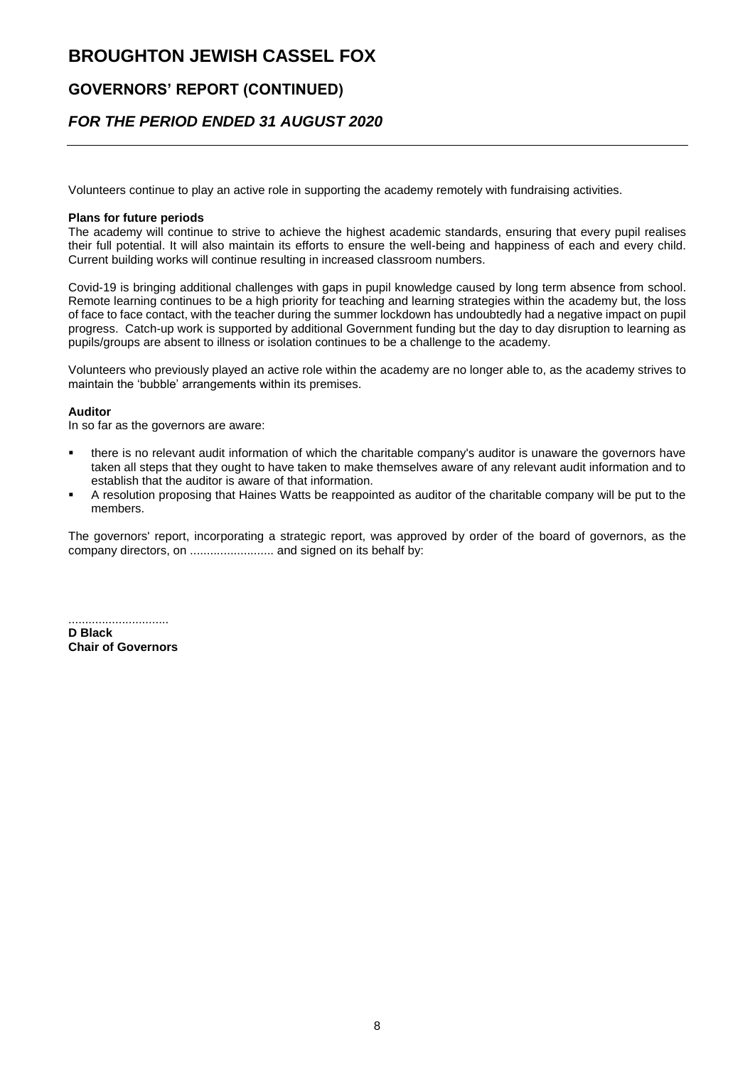Volunteers continue to play an active role in supporting the academy remotely with fundraising activities.

**Plans for future periods**

The academy will continue to strive to achieve the highest academic standards, ensuring that every pupil realises their full potential. It will also maintain its efforts to ensure the well-being and happiness of each and every child. Current building works will continue resulting in increased classroom numbers.

Covid-19 is bringing additional challenges with gaps in pupil knowledge caused by long term absence from school. Remote learning continues to be a high priority for teaching and learning strategies within the academy but, the loss of face to face contact, with the teacher during the summer lockdown has undoubtedly had a negative impact on pupil progress. Catch-up work is supported by additional Government funding but the day to day disruption to learning as pupils/groups are absent to illness or isolation continues to be a challenge to the academy.

Volunteers who previously played an active role within the academy are no longer able to, as the academy strives to maintain the 'bubble' arrangements within its premises.

**Auditor**

In so far as the governors are aware:

- there is no relevant audit information of which the charitable company's auditor is unaware the governors have taken all steps that they ought to have taken to make themselves aware of any relevant audit information and to establish that the auditor is aware of that information.
- A resolution proposing that Haines Watts be reappointed as auditor of the charitable company will be put to the members.

The governors' report, incorporating a strategic report, was approved by order of the board of governors, as the company directors, on ......................... and signed on its behalf by:

..............................

**D Black**
**Chair of Governors**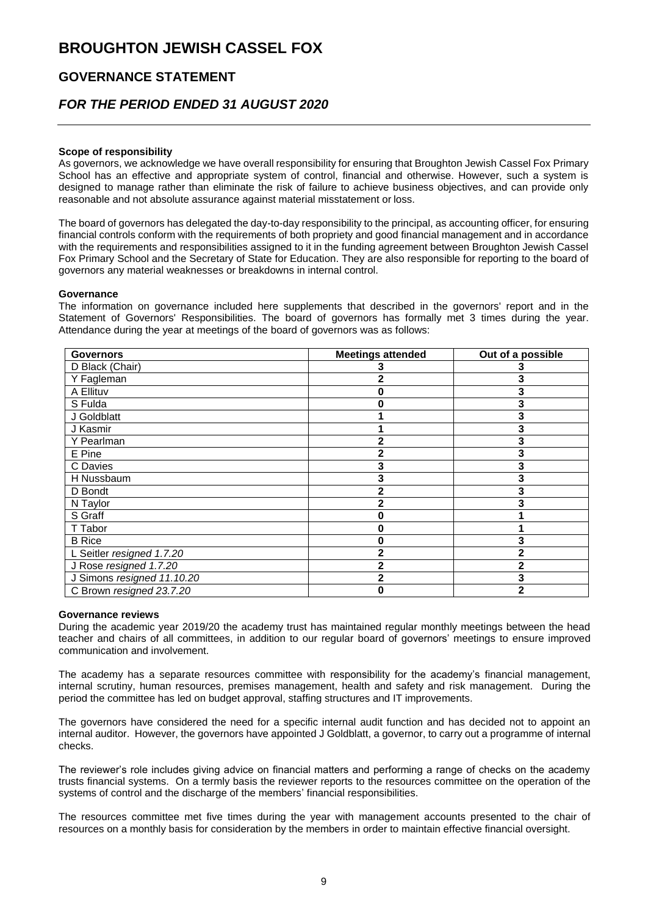# BROUGHTON JEWISH CASSEL FOX

## GOVERNANCE STATEMENT

## *FOR THE PERIOD ENDED 31 AUGUST 2020*

**Scope of responsibility**

As governors, we acknowledge we have overall responsibility for ensuring that Broughton Jewish Cassel Fox Primary School has an effective and appropriate system of control, financial and otherwise. However, such a system is designed to manage rather than eliminate the risk of failure to achieve business objectives, and can provide only reasonable and not absolute assurance against material misstatement or loss.

The board of governors has delegated the day-to-day responsibility to the principal, as accounting officer, for ensuring financial controls conform with the requirements of both propriety and good financial management and in accordance with the requirements and responsibilities assigned to it in the funding agreement between Broughton Jewish Cassel Fox Primary School and the Secretary of State for Education. They are also responsible for reporting to the board of governors any material weaknesses or breakdowns in internal control.

**Governance**

The information on governance included here supplements that described in the governors' report and in the Statement of Governors' Responsibilities. The board of governors has formally met 3 times during the year. Attendance during the year at meetings of the board of governors was as follows:

| Governors | Meetings attended | Out of a possible |
|---|---|---|
| D Black (Chair) | 3 | 3 |
| Y Fagleman | 2 | 3 |
| A Ellituv | 0 | 3 |
| S Fulda | 0 | 3 |
| J Goldblatt | 1 | 3 |
| J Kasmir | 1 | 3 |
| Y Pearlman | 2 | 3 |
| E Pine | 2 | 3 |
| C Davies | 3 | 3 |
| H Nussbaum | 3 | 3 |
| D Bondt | 2 | 3 |
| N Taylor | 2 | 3 |
| S Graff | 0 | 1 |
| T Tabor | 0 | 1 |
| B Rice | 0 | 3 |
| L Seitler *resigned 1.7.20* | 2 | 2 |
| J Rose *resigned 1.7.20* | 2 | 2 |
| J Simons *resigned 11.10.20* | 2 | 3 |
| C Brown *resigned 23.7.20* | 0 | 2 |

**Governance reviews**

During the academic year 2019/20 the academy trust has maintained regular monthly meetings between the head teacher and chairs of all committees, in addition to our regular board of governors' meetings to ensure improved communication and involvement.

The academy has a separate resources committee with responsibility for the academy's financial management, internal scrutiny, human resources, premises management, health and safety and risk management. During the period the committee has led on budget approval, staffing structures and IT improvements.

The governors have considered the need for a specific internal audit function and has decided not to appoint an internal auditor. However, the governors have appointed J Goldblatt, a governor, to carry out a programme of internal checks.

The reviewer's role includes giving advice on financial matters and performing a range of checks on the academy trusts financial systems. On a termly basis the reviewer reports to the resources committee on the operation of the systems of control and the discharge of the members' financial responsibilities.

The resources committee met five times during the year with management accounts presented to the chair of resources on a monthly basis for consideration by the members in order to maintain effective financial oversight.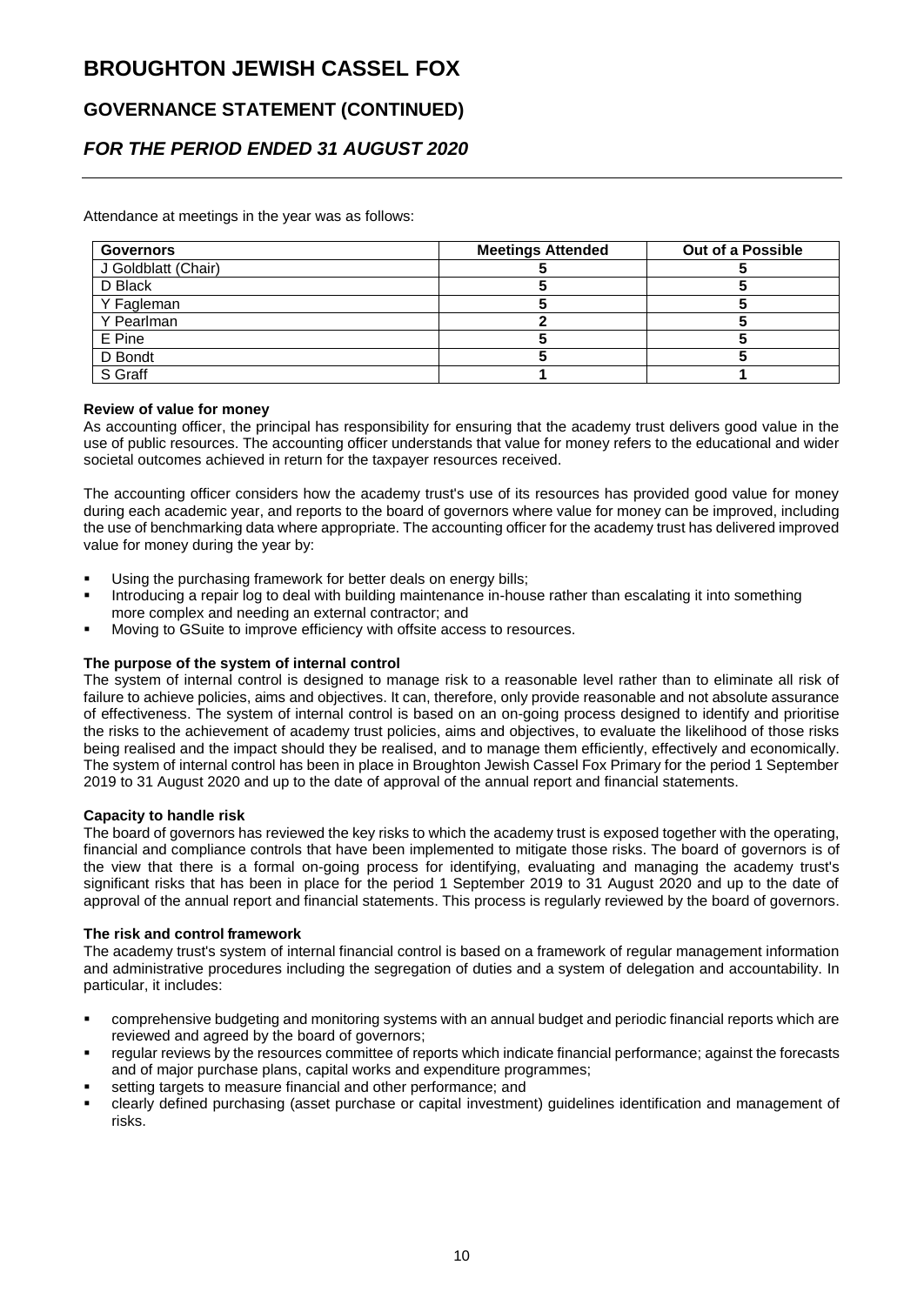# BROUGHTON JEWISH CASSEL FOX

## GOVERNANCE STATEMENT (CONTINUED)

### *FOR THE PERIOD ENDED 31 AUGUST 2020*

Attendance at meetings in the year was as follows:

| Governors | Meetings Attended | Out of a Possible |
|---|---|---|
| J Goldblatt (Chair) | 5 | 5 |
| D Black | 5 | 5 |
| Y Fagleman | 5 | 5 |
| Y Pearlman | 2 | 5 |
| E Pine | 5 | 5 |
| D Bondt | 5 | 5 |
| S Graff | 1 | 1 |

**Review of value for money**

As accounting officer, the principal has responsibility for ensuring that the academy trust delivers good value in the use of public resources. The accounting officer understands that value for money refers to the educational and wider societal outcomes achieved in return for the taxpayer resources received.

The accounting officer considers how the academy trust's use of its resources has provided good value for money during each academic year, and reports to the board of governors where value for money can be improved, including the use of benchmarking data where appropriate. The accounting officer for the academy trust has delivered improved value for money during the year by:

- Using the purchasing framework for better deals on energy bills;
- Introducing a repair log to deal with building maintenance in-house rather than escalating it into something more complex and needing an external contractor; and
- Moving to GSuite to improve efficiency with offsite access to resources.

**The purpose of the system of internal control**

The system of internal control is designed to manage risk to a reasonable level rather than to eliminate all risk of failure to achieve policies, aims and objectives. It can, therefore, only provide reasonable and not absolute assurance of effectiveness. The system of internal control is based on an on-going process designed to identify and prioritise the risks to the achievement of academy trust policies, aims and objectives, to evaluate the likelihood of those risks being realised and the impact should they be realised, and to manage them efficiently, effectively and economically. The system of internal control has been in place in Broughton Jewish Cassel Fox Primary for the period 1 September 2019 to 31 August 2020 and up to the date of approval of the annual report and financial statements.

**Capacity to handle risk**

The board of governors has reviewed the key risks to which the academy trust is exposed together with the operating, financial and compliance controls that have been implemented to mitigate those risks. The board of governors is of the view that there is a formal on-going process for identifying, evaluating and managing the academy trust's significant risks that has been in place for the period 1 September 2019 to 31 August 2020 and up to the date of approval of the annual report and financial statements. This process is regularly reviewed by the board of governors.

**The risk and control framework**

The academy trust's system of internal financial control is based on a framework of regular management information and administrative procedures including the segregation of duties and a system of delegation and accountability. In particular, it includes:

- comprehensive budgeting and monitoring systems with an annual budget and periodic financial reports which are reviewed and agreed by the board of governors;
- regular reviews by the resources committee of reports which indicate financial performance; against the forecasts and of major purchase plans, capital works and expenditure programmes;
- setting targets to measure financial and other performance; and
- clearly defined purchasing (asset purchase or capital investment) guidelines identification and management of risks.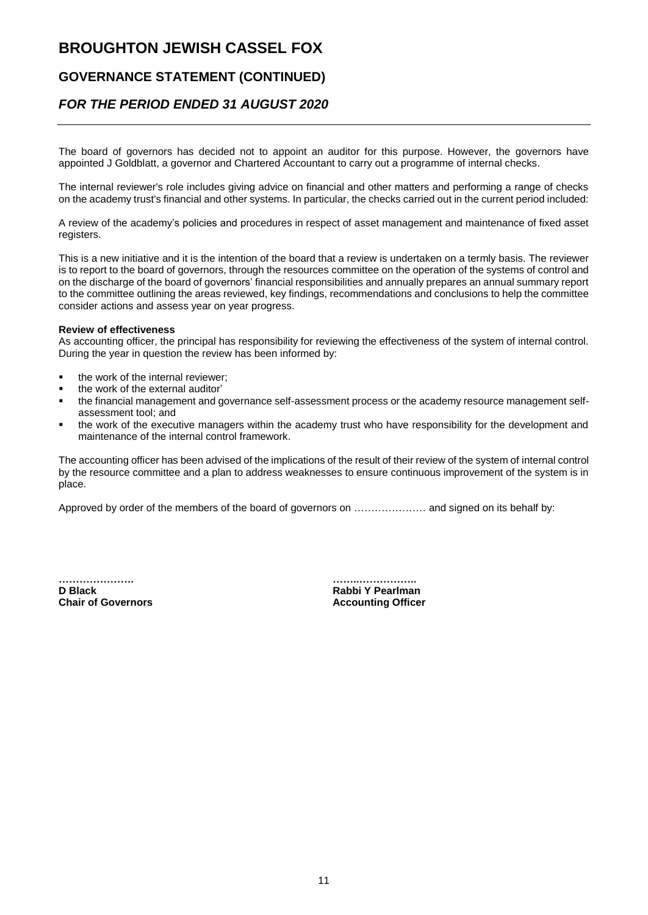# BROUGHTON JEWISH CASSEL FOX

## GOVERNANCE STATEMENT (CONTINUED)

### *FOR THE PERIOD ENDED 31 AUGUST 2020*

The board of governors has decided not to appoint an auditor for this purpose. However, the governors have appointed J Goldblatt, a governor and Chartered Accountant to carry out a programme of internal checks.

The internal reviewer's role includes giving advice on financial and other matters and performing a range of checks on the academy trust's financial and other systems. In particular, the checks carried out in the current period included:

A review of the academy's policies and procedures in respect of asset management and maintenance of fixed asset registers.

This is a new initiative and it is the intention of the board that a review is undertaken on a termly basis. The reviewer is to report to the board of governors, through the resources committee on the operation of the systems of control and on the discharge of the board of governors' financial responsibilities and annually prepares an annual summary report to the committee outlining the areas reviewed, key findings, recommendations and conclusions to help the committee consider actions and assess year on year progress.

**Review of effectiveness**

As accounting officer, the principal has responsibility for reviewing the effectiveness of the system of internal control. During the year in question the review has been informed by:

- the work of the internal reviewer;
- the work of the external auditor'
- the financial management and governance self-assessment process or the academy resource management self-assessment tool; and
- the work of the executive managers within the academy trust who have responsibility for the development and maintenance of the internal control framework.

The accounting officer has been advised of the implications of the result of their review of the system of internal control by the resource committee and a plan to address weaknesses to ensure continuous improvement of the system is in place.

Approved by order of the members of the board of governors on ………………… and signed on its behalf by:

| | |
|---|---|
| **………………….** | **……..…………….** |
| **D Black** | **Rabbi Y Pearlman** |
| **Chair of Governors** | **Accounting Officer** |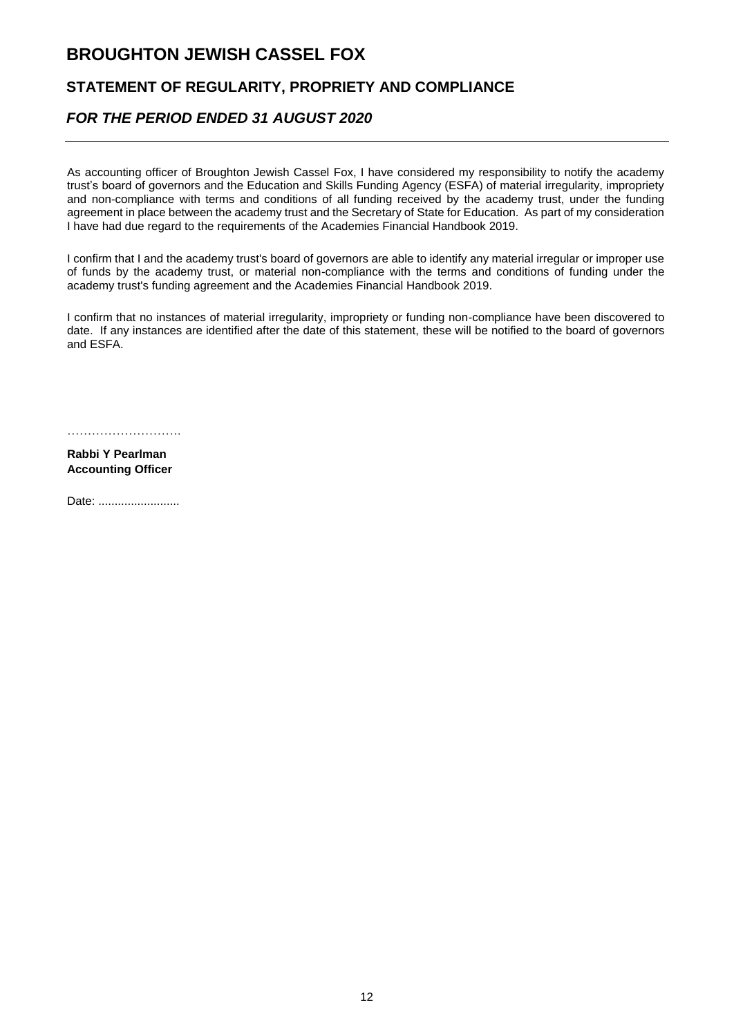# BROUGHTON JEWISH CASSEL FOX

## STATEMENT OF REGULARITY, PROPRIETY AND COMPLIANCE

### *FOR THE PERIOD ENDED 31 AUGUST 2020*

As accounting officer of Broughton Jewish Cassel Fox, I have considered my responsibility to notify the academy trust's board of governors and the Education and Skills Funding Agency (ESFA) of material irregularity, impropriety and non-compliance with terms and conditions of all funding received by the academy trust, under the funding agreement in place between the academy trust and the Secretary of State for Education. As part of my consideration I have had due regard to the requirements of the Academies Financial Handbook 2019.

I confirm that I and the academy trust's board of governors are able to identify any material irregular or improper use of funds by the academy trust, or material non-compliance with the terms and conditions of funding under the academy trust's funding agreement and the Academies Financial Handbook 2019.

I confirm that no instances of material irregularity, impropriety or funding non-compliance have been discovered to date. If any instances are identified after the date of this statement, these will be notified to the board of governors and ESFA.

……………………….

**Rabbi Y Pearlman**
**Accounting Officer**

Date: .........................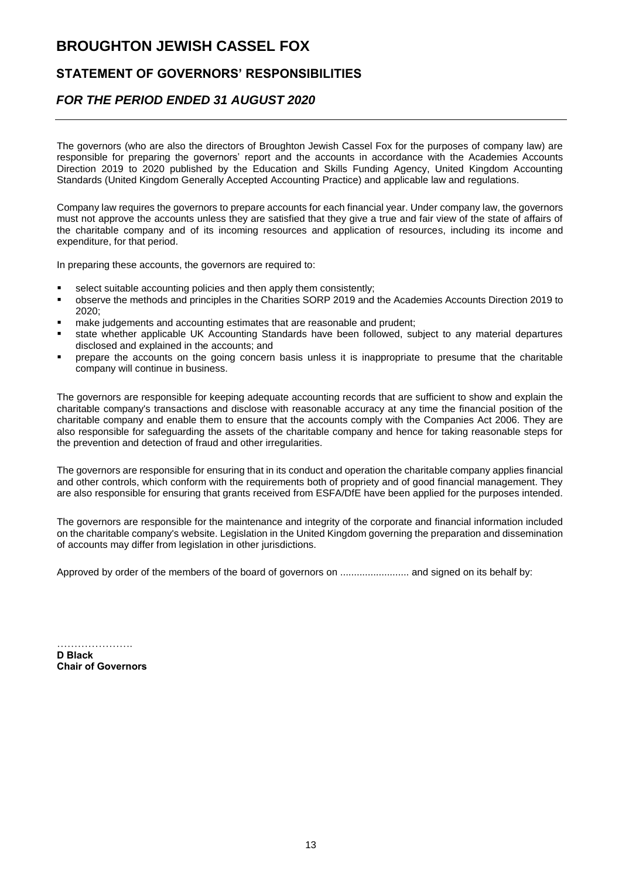# BROUGHTON JEWISH CASSEL FOX

## STATEMENT OF GOVERNORS' RESPONSIBILITIES

### *FOR THE PERIOD ENDED 31 AUGUST 2020*

The governors (who are also the directors of Broughton Jewish Cassel Fox for the purposes of company law) are responsible for preparing the governors' report and the accounts in accordance with the Academies Accounts Direction 2019 to 2020 published by the Education and Skills Funding Agency, United Kingdom Accounting Standards (United Kingdom Generally Accepted Accounting Practice) and applicable law and regulations.

Company law requires the governors to prepare accounts for each financial year. Under company law, the governors must not approve the accounts unless they are satisfied that they give a true and fair view of the state of affairs of the charitable company and of its incoming resources and application of resources, including its income and expenditure, for that period.

In preparing these accounts, the governors are required to:

- select suitable accounting policies and then apply them consistently;
- observe the methods and principles in the Charities SORP 2019 and the Academies Accounts Direction 2019 to 2020;
- make judgements and accounting estimates that are reasonable and prudent;
- state whether applicable UK Accounting Standards have been followed, subject to any material departures disclosed and explained in the accounts; and
- prepare the accounts on the going concern basis unless it is inappropriate to presume that the charitable company will continue in business.

The governors are responsible for keeping adequate accounting records that are sufficient to show and explain the charitable company's transactions and disclose with reasonable accuracy at any time the financial position of the charitable company and enable them to ensure that the accounts comply with the Companies Act 2006. They are also responsible for safeguarding the assets of the charitable company and hence for taking reasonable steps for the prevention and detection of fraud and other irregularities.

The governors are responsible for ensuring that in its conduct and operation the charitable company applies financial and other controls, which conform with the requirements both of propriety and of good financial management. They are also responsible for ensuring that grants received from ESFA/DfE have been applied for the purposes intended.

The governors are responsible for the maintenance and integrity of the corporate and financial information included on the charitable company's website. Legislation in the United Kingdom governing the preparation and dissemination of accounts may differ from legislation in other jurisdictions.

Approved by order of the members of the board of governors on ......................... and signed on its behalf by:

………………….

**D Black**
**Chair of Governors**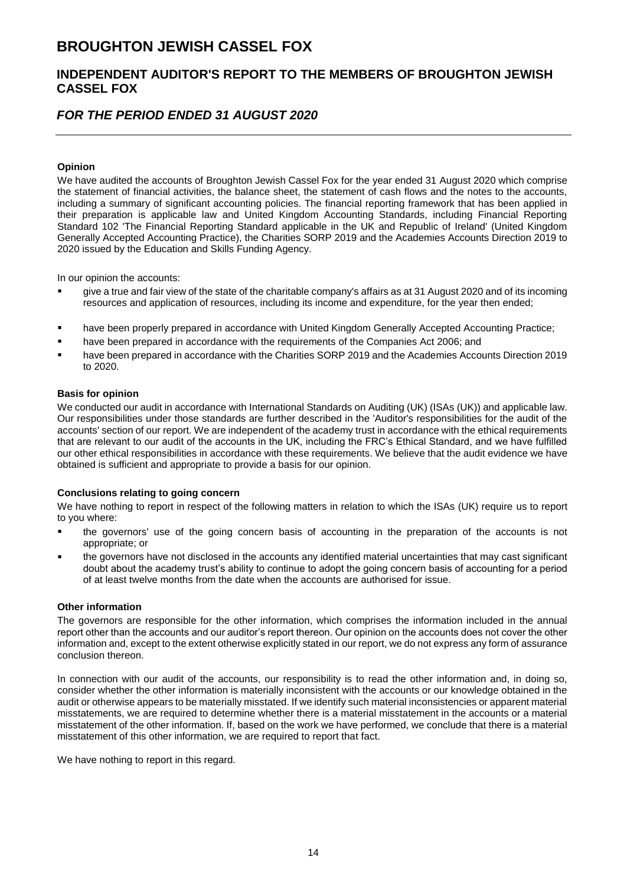# BROUGHTON JEWISH CASSEL FOX

## INDEPENDENT AUDITOR'S REPORT TO THE MEMBERS OF BROUGHTON JEWISH CASSEL FOX

## *FOR THE PERIOD ENDED 31 AUGUST 2020*

**Opinion**

We have audited the accounts of Broughton Jewish Cassel Fox for the year ended 31 August 2020 which comprise the statement of financial activities, the balance sheet, the statement of cash flows and the notes to the accounts, including a summary of significant accounting policies. The financial reporting framework that has been applied in their preparation is applicable law and United Kingdom Accounting Standards, including Financial Reporting Standard 102 'The Financial Reporting Standard applicable in the UK and Republic of Ireland' (United Kingdom Generally Accepted Accounting Practice), the Charities SORP 2019 and the Academies Accounts Direction 2019 to 2020 issued by the Education and Skills Funding Agency.

In our opinion the accounts:

- give a true and fair view of the state of the charitable company's affairs as at 31 August 2020 and of its incoming resources and application of resources, including its income and expenditure, for the year then ended;
- have been properly prepared in accordance with United Kingdom Generally Accepted Accounting Practice;
- have been prepared in accordance with the requirements of the Companies Act 2006; and
- have been prepared in accordance with the Charities SORP 2019 and the Academies Accounts Direction 2019 to 2020.

**Basis for opinion**

We conducted our audit in accordance with International Standards on Auditing (UK) (ISAs (UK)) and applicable law. Our responsibilities under those standards are further described in the 'Auditor's responsibilities for the audit of the accounts' section of our report. We are independent of the academy trust in accordance with the ethical requirements that are relevant to our audit of the accounts in the UK, including the FRC's Ethical Standard, and we have fulfilled our other ethical responsibilities in accordance with these requirements. We believe that the audit evidence we have obtained is sufficient and appropriate to provide a basis for our opinion.

**Conclusions relating to going concern**

We have nothing to report in respect of the following matters in relation to which the ISAs (UK) require us to report to you where:

- the governors' use of the going concern basis of accounting in the preparation of the accounts is not appropriate; or
- the governors have not disclosed in the accounts any identified material uncertainties that may cast significant doubt about the academy trust's ability to continue to adopt the going concern basis of accounting for a period of at least twelve months from the date when the accounts are authorised for issue.

**Other information**

The governors are responsible for the other information, which comprises the information included in the annual report other than the accounts and our auditor's report thereon. Our opinion on the accounts does not cover the other information and, except to the extent otherwise explicitly stated in our report, we do not express any form of assurance conclusion thereon.

In connection with our audit of the accounts, our responsibility is to read the other information and, in doing so, consider whether the other information is materially inconsistent with the accounts or our knowledge obtained in the audit or otherwise appears to be materially misstated. If we identify such material inconsistencies or apparent material misstatements, we are required to determine whether there is a material misstatement in the accounts or a material misstatement of the other information. If, based on the work we have performed, we conclude that there is a material misstatement of this other information, we are required to report that fact.

We have nothing to report in this regard.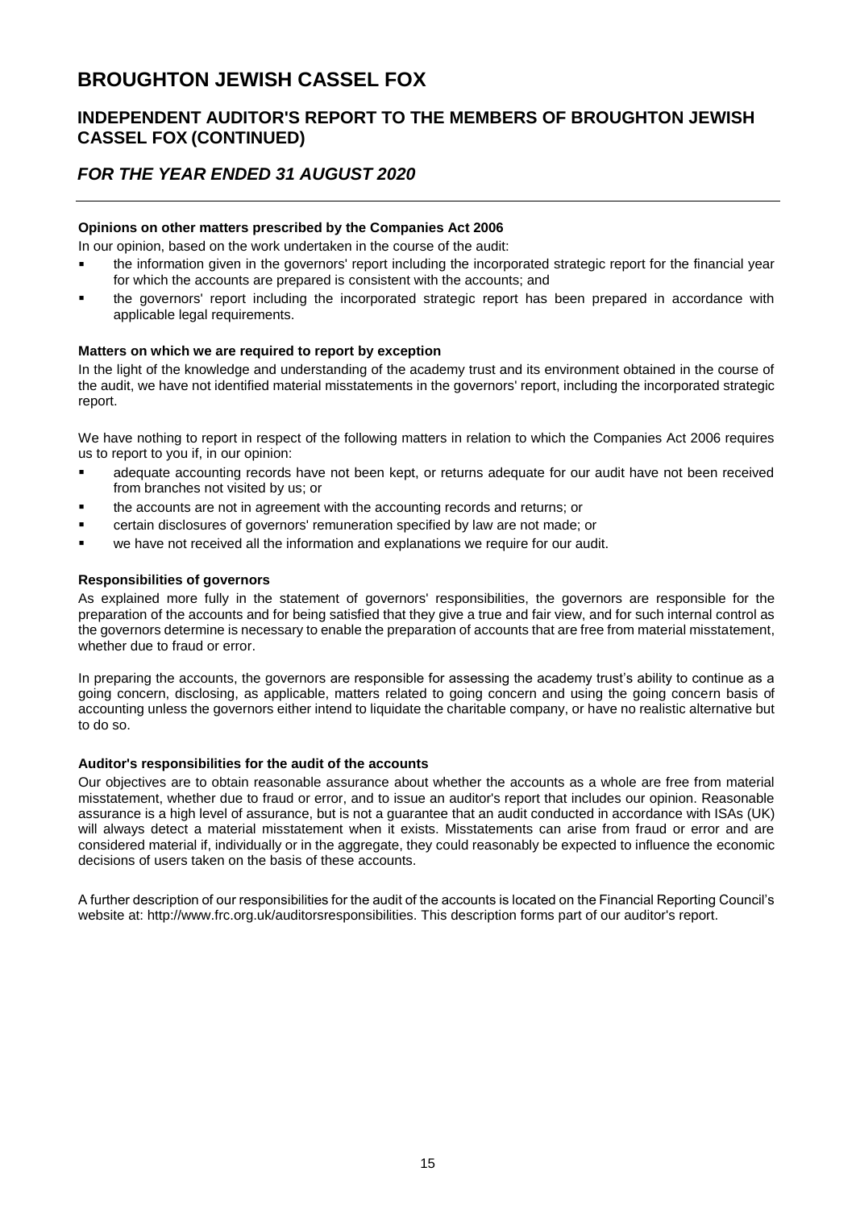# BROUGHTON JEWISH CASSEL FOX

## INDEPENDENT AUDITOR'S REPORT TO THE MEMBERS OF BROUGHTON JEWISH CASSEL FOX (CONTINUED)

## *FOR THE YEAR ENDED 31 AUGUST 2020*

**Opinions on other matters prescribed by the Companies Act 2006**

In our opinion, based on the work undertaken in the course of the audit:

- the information given in the governors' report including the incorporated strategic report for the financial year for which the accounts are prepared is consistent with the accounts; and
- the governors' report including the incorporated strategic report has been prepared in accordance with applicable legal requirements.

**Matters on which we are required to report by exception**

In the light of the knowledge and understanding of the academy trust and its environment obtained in the course of the audit, we have not identified material misstatements in the governors' report, including the incorporated strategic report.

We have nothing to report in respect of the following matters in relation to which the Companies Act 2006 requires us to report to you if, in our opinion:

- adequate accounting records have not been kept, or returns adequate for our audit have not been received from branches not visited by us; or
- the accounts are not in agreement with the accounting records and returns; or
- certain disclosures of governors' remuneration specified by law are not made; or
- we have not received all the information and explanations we require for our audit.

**Responsibilities of governors**

As explained more fully in the statement of governors' responsibilities, the governors are responsible for the preparation of the accounts and for being satisfied that they give a true and fair view, and for such internal control as the governors determine is necessary to enable the preparation of accounts that are free from material misstatement, whether due to fraud or error.

In preparing the accounts, the governors are responsible for assessing the academy trust's ability to continue as a going concern, disclosing, as applicable, matters related to going concern and using the going concern basis of accounting unless the governors either intend to liquidate the charitable company, or have no realistic alternative but to do so.

**Auditor's responsibilities for the audit of the accounts**

Our objectives are to obtain reasonable assurance about whether the accounts as a whole are free from material misstatement, whether due to fraud or error, and to issue an auditor's report that includes our opinion. Reasonable assurance is a high level of assurance, but is not a guarantee that an audit conducted in accordance with ISAs (UK) will always detect a material misstatement when it exists. Misstatements can arise from fraud or error and are considered material if, individually or in the aggregate, they could reasonably be expected to influence the economic decisions of users taken on the basis of these accounts.

A further description of our responsibilities for the audit of the accounts is located on the Financial Reporting Council's website at: http://www.frc.org.uk/auditorsresponsibilities. This description forms part of our auditor's report.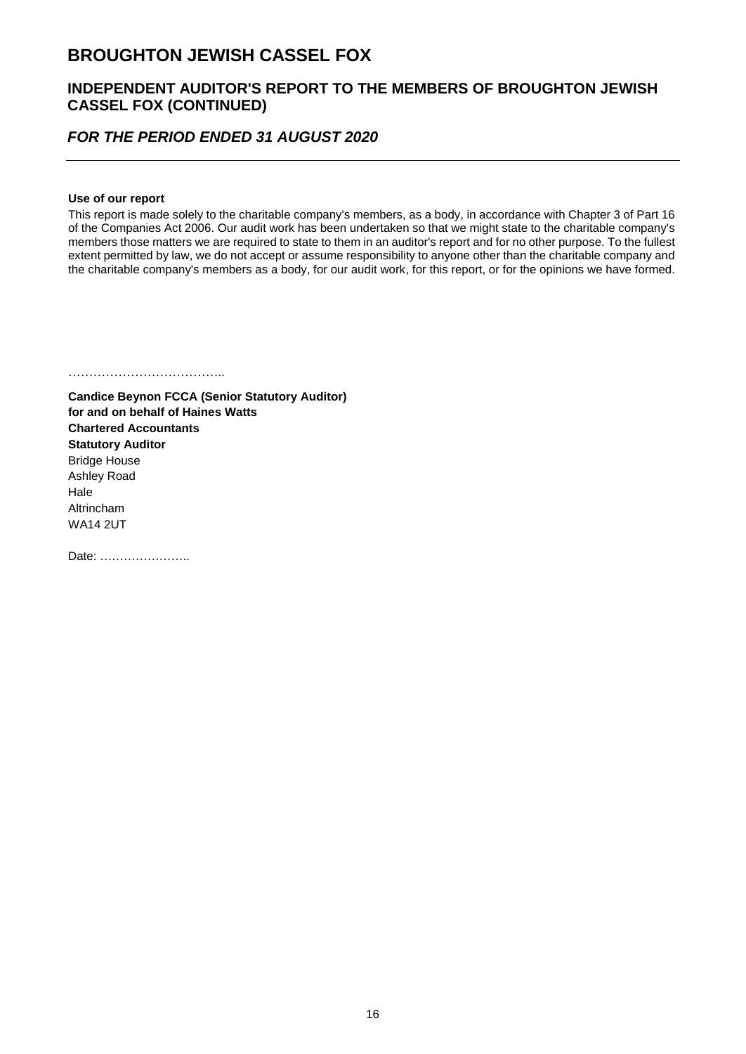# BROUGHTON JEWISH CASSEL FOX

## INDEPENDENT AUDITOR'S REPORT TO THE MEMBERS OF BROUGHTON JEWISH CASSEL FOX (CONTINUED)

## *FOR THE PERIOD ENDED 31 AUGUST 2020*

---

**Use of our report**

This report is made solely to the charitable company's members, as a body, in accordance with Chapter 3 of Part 16 of the Companies Act 2006. Our audit work has been undertaken so that we might state to the charitable company's members those matters we are required to state to them in an auditor's report and for no other purpose. To the fullest extent permitted by law, we do not accept or assume responsibility to anyone other than the charitable company and the charitable company's members as a body, for our audit work, for this report, or for the opinions we have formed.

………………………………..

**Candice Beynon FCCA (Senior Statutory Auditor)**
**for and on behalf of Haines Watts**
**Chartered Accountants**
**Statutory Auditor**
Bridge House
Ashley Road
Hale
Altrincham
WA14 2UT

Date: …………………..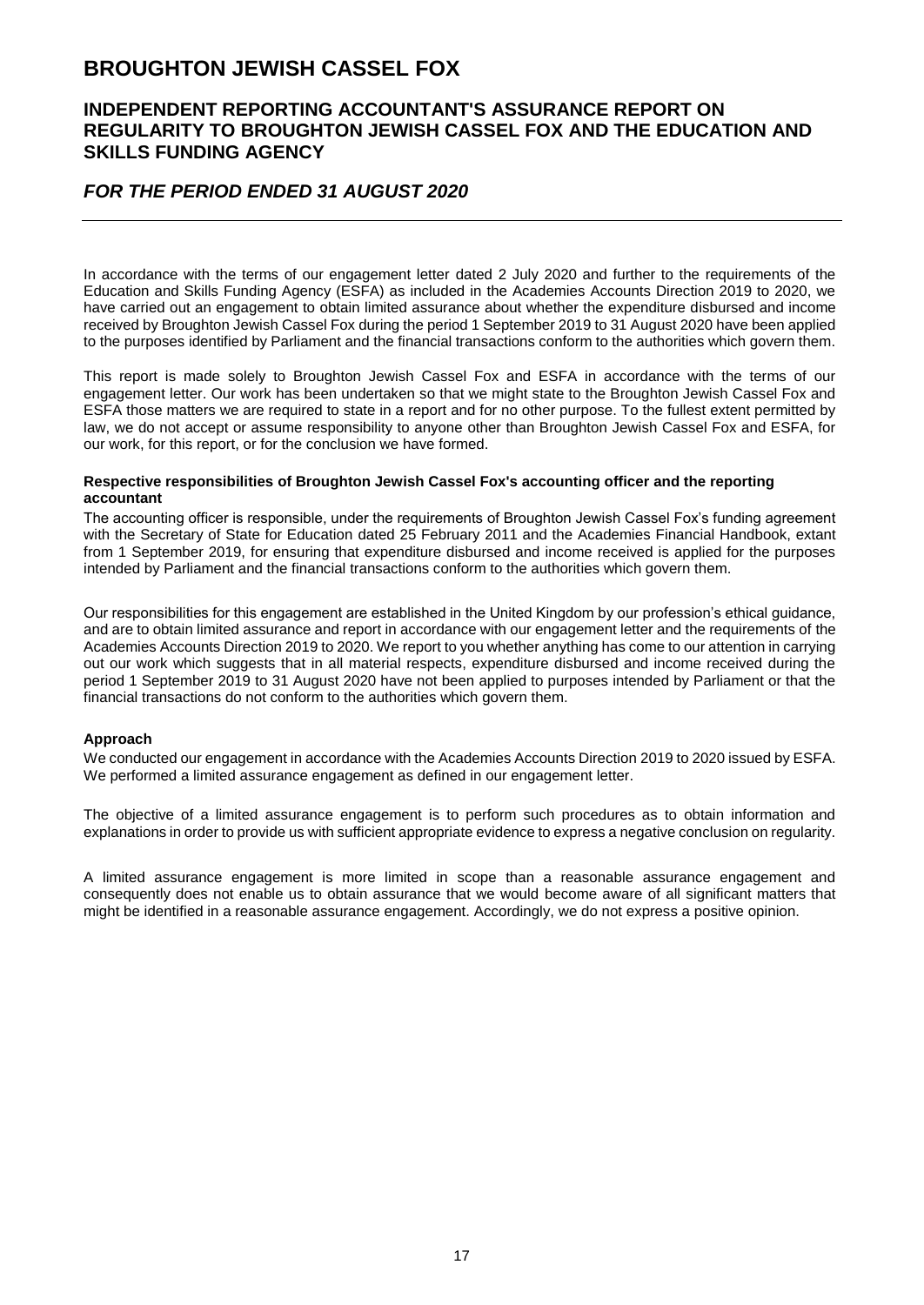# BROUGHTON JEWISH CASSEL FOX

## INDEPENDENT REPORTING ACCOUNTANT'S ASSURANCE REPORT ON REGULARITY TO BROUGHTON JEWISH CASSEL FOX AND THE EDUCATION AND SKILLS FUNDING AGENCY

## *FOR THE PERIOD ENDED 31 AUGUST 2020*

In accordance with the terms of our engagement letter dated 2 July 2020 and further to the requirements of the Education and Skills Funding Agency (ESFA) as included in the Academies Accounts Direction 2019 to 2020, we have carried out an engagement to obtain limited assurance about whether the expenditure disbursed and income received by Broughton Jewish Cassel Fox during the period 1 September 2019 to 31 August 2020 have been applied to the purposes identified by Parliament and the financial transactions conform to the authorities which govern them.

This report is made solely to Broughton Jewish Cassel Fox and ESFA in accordance with the terms of our engagement letter. Our work has been undertaken so that we might state to the Broughton Jewish Cassel Fox and ESFA those matters we are required to state in a report and for no other purpose. To the fullest extent permitted by law, we do not accept or assume responsibility to anyone other than Broughton Jewish Cassel Fox and ESFA, for our work, for this report, or for the conclusion we have formed.

**Respective responsibilities of Broughton Jewish Cassel Fox's accounting officer and the reporting accountant**

The accounting officer is responsible, under the requirements of Broughton Jewish Cassel Fox's funding agreement with the Secretary of State for Education dated 25 February 2011 and the Academies Financial Handbook, extant from 1 September 2019, for ensuring that expenditure disbursed and income received is applied for the purposes intended by Parliament and the financial transactions conform to the authorities which govern them.

Our responsibilities for this engagement are established in the United Kingdom by our profession's ethical guidance, and are to obtain limited assurance and report in accordance with our engagement letter and the requirements of the Academies Accounts Direction 2019 to 2020. We report to you whether anything has come to our attention in carrying out our work which suggests that in all material respects, expenditure disbursed and income received during the period 1 September 2019 to 31 August 2020 have not been applied to purposes intended by Parliament or that the financial transactions do not conform to the authorities which govern them.

**Approach**

We conducted our engagement in accordance with the Academies Accounts Direction 2019 to 2020 issued by ESFA. We performed a limited assurance engagement as defined in our engagement letter.

The objective of a limited assurance engagement is to perform such procedures as to obtain information and explanations in order to provide us with sufficient appropriate evidence to express a negative conclusion on regularity.

A limited assurance engagement is more limited in scope than a reasonable assurance engagement and consequently does not enable us to obtain assurance that we would become aware of all significant matters that might be identified in a reasonable assurance engagement. Accordingly, we do not express a positive opinion.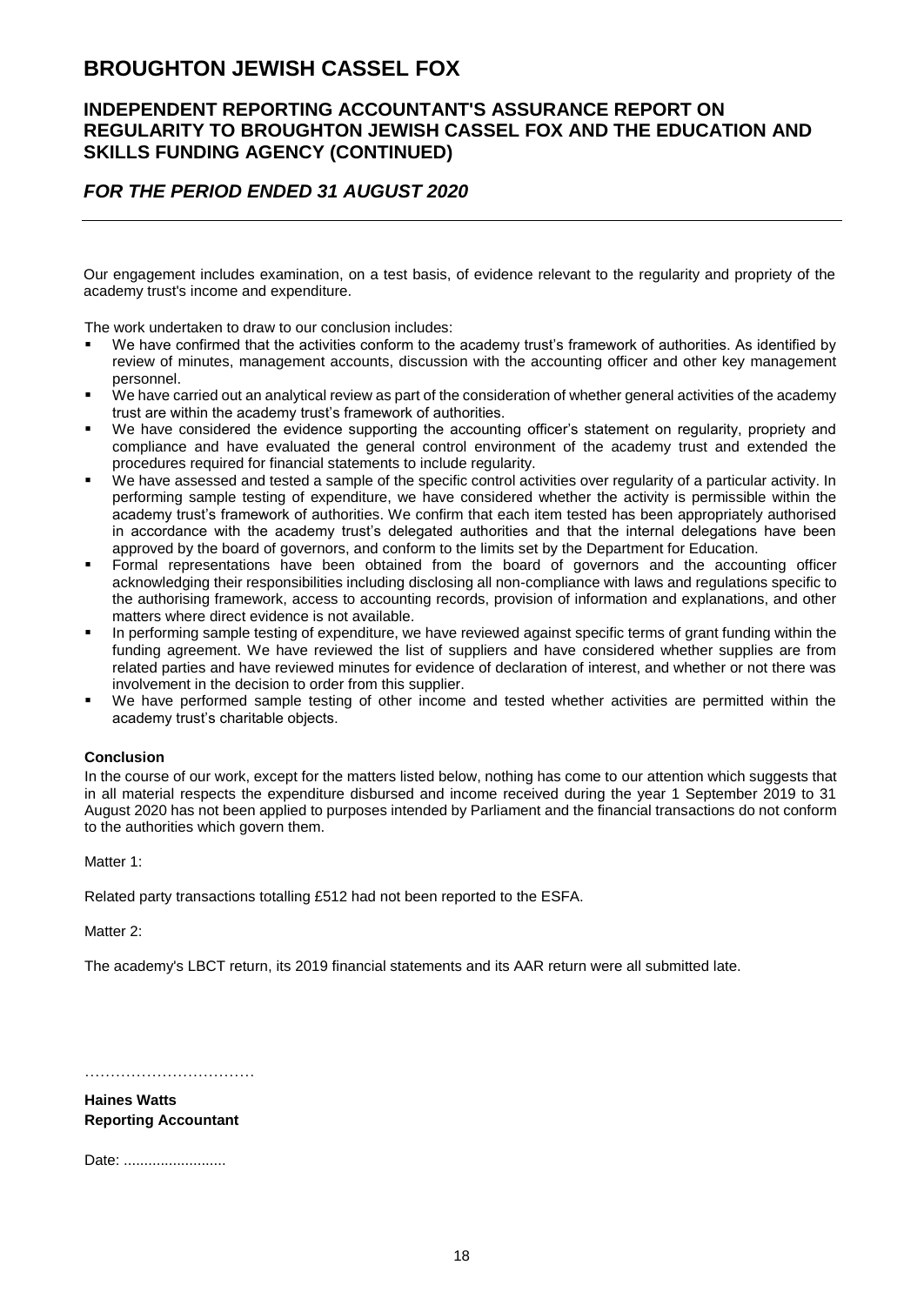# BROUGHTON JEWISH CASSEL FOX

## INDEPENDENT REPORTING ACCOUNTANT'S ASSURANCE REPORT ON REGULARITY TO BROUGHTON JEWISH CASSEL FOX AND THE EDUCATION AND SKILLS FUNDING AGENCY (CONTINUED)

### *FOR THE PERIOD ENDED 31 AUGUST 2020*

Our engagement includes examination, on a test basis, of evidence relevant to the regularity and propriety of the academy trust's income and expenditure.

The work undertaken to draw to our conclusion includes:

- We have confirmed that the activities conform to the academy trust's framework of authorities. As identified by review of minutes, management accounts, discussion with the accounting officer and other key management personnel.
- We have carried out an analytical review as part of the consideration of whether general activities of the academy trust are within the academy trust's framework of authorities.
- We have considered the evidence supporting the accounting officer's statement on regularity, propriety and compliance and have evaluated the general control environment of the academy trust and extended the procedures required for financial statements to include regularity.
- We have assessed and tested a sample of the specific control activities over regularity of a particular activity. In performing sample testing of expenditure, we have considered whether the activity is permissible within the academy trust's framework of authorities. We confirm that each item tested has been appropriately authorised in accordance with the academy trust's delegated authorities and that the internal delegations have been approved by the board of governors, and conform to the limits set by the Department for Education.
- Formal representations have been obtained from the board of governors and the accounting officer acknowledging their responsibilities including disclosing all non-compliance with laws and regulations specific to the authorising framework, access to accounting records, provision of information and explanations, and other matters where direct evidence is not available.
- In performing sample testing of expenditure, we have reviewed against specific terms of grant funding within the funding agreement. We have reviewed the list of suppliers and have considered whether supplies are from related parties and have reviewed minutes for evidence of declaration of interest, and whether or not there was involvement in the decision to order from this supplier.
- We have performed sample testing of other income and tested whether activities are permitted within the academy trust's charitable objects.

**Conclusion**

In the course of our work, except for the matters listed below, nothing has come to our attention which suggests that in all material respects the expenditure disbursed and income received during the year 1 September 2019 to 31 August 2020 has not been applied to purposes intended by Parliament and the financial transactions do not conform to the authorities which govern them.

Matter 1:

Related party transactions totalling £512 had not been reported to the ESFA.

Matter 2:

The academy's LBCT return, its 2019 financial statements and its AAR return were all submitted late.

……………………………

**Haines Watts**
**Reporting Accountant**

Date: .........................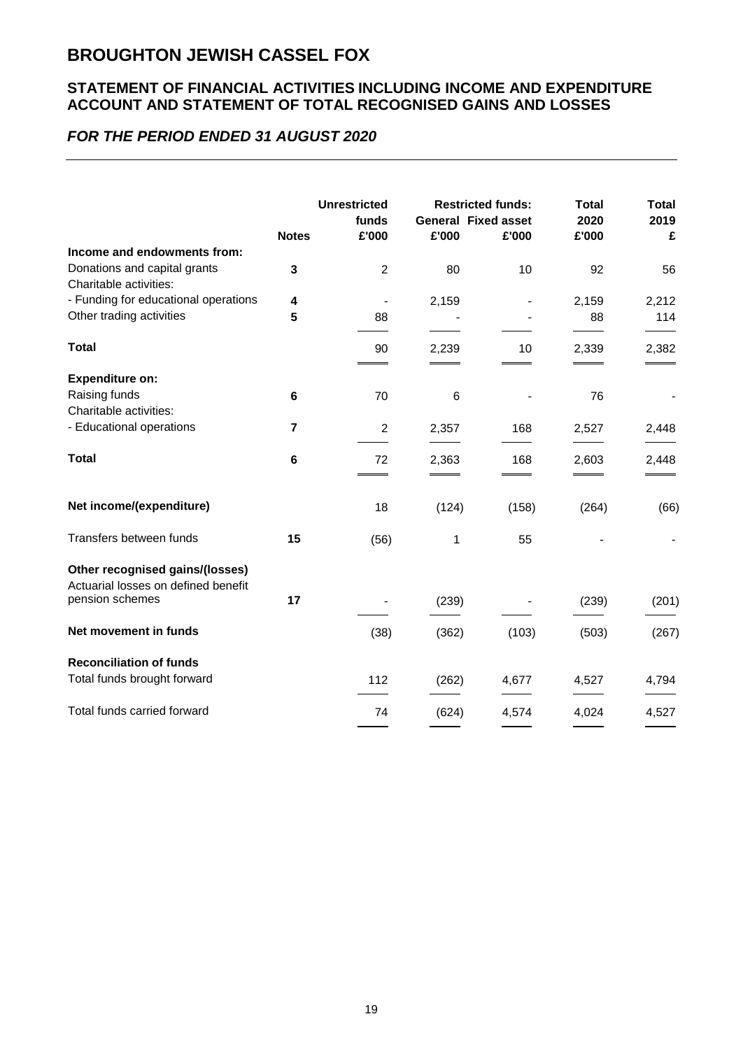# BROUGHTON JEWISH CASSEL FOX

## STATEMENT OF FINANCIAL ACTIVITIES INCLUDING INCOME AND EXPENDITURE ACCOUNT AND STATEMENT OF TOTAL RECOGNISED GAINS AND LOSSES

### *FOR THE PERIOD ENDED 31 AUGUST 2020*

| | Notes | Unrestricted funds £'000 | Restricted funds: General £'000 | Restricted funds: Fixed asset £'000 | Total 2020 £'000 | Total 2019 £ |
|---|---|---|---|---|---|---|
| **Income and endowments from:** | | | | | | |
| Donations and capital grants | 3 | 2 | 80 | 10 | 92 | 56 |
| Charitable activities: | | | | | | |
| - Funding for educational operations | 4 | - | 2,159 | - | 2,159 | 2,212 |
| Other trading activities | 5 | 88 | - | - | 88 | 114 |
| **Total** | | 90 | 2,239 | 10 | 2,339 | 2,382 |
| **Expenditure on:** | | | | | | |
| Raising funds | 6 | 70 | 6 | - | 76 | - |
| Charitable activities: | | | | | | |
| - Educational operations | 7 | 2 | 2,357 | 168 | 2,527 | 2,448 |
| **Total** | 6 | 72 | 2,363 | 168 | 2,603 | 2,448 |
| **Net income/(expenditure)** | | 18 | (124) | (158) | (264) | (66) |
| Transfers between funds | 15 | (56) | 1 | 55 | - | - |
| **Other recognised gains/(losses)** | | | | | | |
| Actuarial losses on defined benefit pension schemes | 17 | - | (239) | - | (239) | (201) |
| **Net movement in funds** | | (38) | (362) | (103) | (503) | (267) |
| **Reconciliation of funds** | | | | | | |
| Total funds brought forward | | 112 | (262) | 4,677 | 4,527 | 4,794 |
| Total funds carried forward | | 74 | (624) | 4,574 | 4,024 | 4,527 |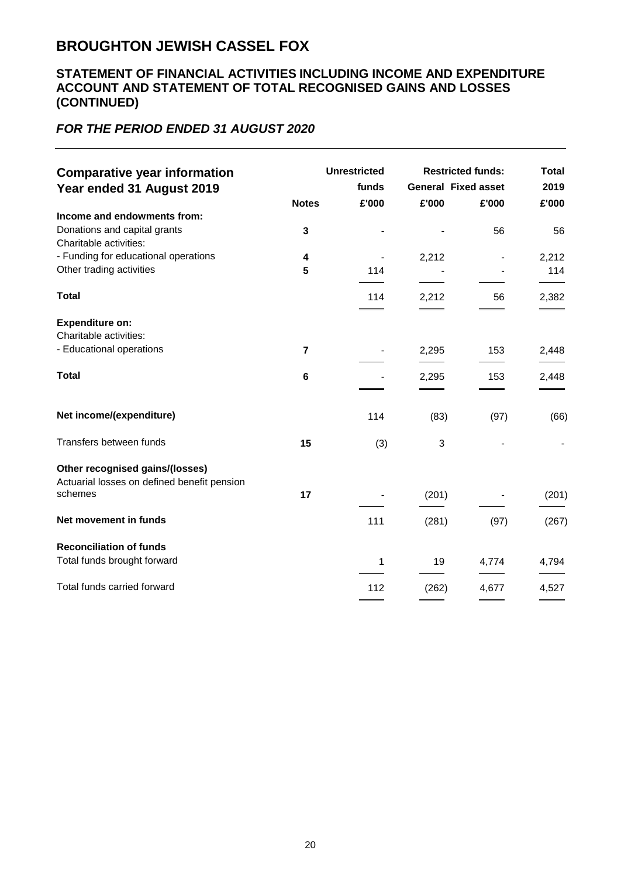# BROUGHTON JEWISH CASSEL FOX

## STATEMENT OF FINANCIAL ACTIVITIES INCLUDING INCOME AND EXPENDITURE ACCOUNT AND STATEMENT OF TOTAL RECOGNISED GAINS AND LOSSES (CONTINUED)

### *FOR THE PERIOD ENDED 31 AUGUST 2020*

| Comparative year information Year ended 31 August 2019 | | Unrestricted funds | Restricted funds: General | Restricted funds: Fixed asset | Total 2019 |
|---|---|---|---|---|---|
| | **Notes** | **£'000** | **£'000** | **£'000** | **£'000** |
| **Income and endowments from:** | | | | | |
| Donations and capital grants | **3** | - | - | 56 | 56 |
| Charitable activities: | | | | | |
| - Funding for educational operations | **4** | - | 2,212 | - | 2,212 |
| Other trading activities | **5** | 114 | - | - | 114 |
| **Total** | | 114 | 2,212 | 56 | 2,382 |
| **Expenditure on:** | | | | | |
| Charitable activities: | | | | | |
| - Educational operations | **7** | - | 2,295 | 153 | 2,448 |
| **Total** | **6** | - | 2,295 | 153 | 2,448 |
| **Net income/(expenditure)** | | 114 | (83) | (97) | (66) |
| Transfers between funds | **15** | (3) | 3 | - | - |
| **Other recognised gains/(losses)** | | | | | |
| Actuarial losses on defined benefit pension schemes | **17** | - | (201) | - | (201) |
| **Net movement in funds** | | 111 | (281) | (97) | (267) |
| **Reconciliation of funds** | | | | | |
| Total funds brought forward | | 1 | 19 | 4,774 | 4,794 |
| Total funds carried forward | | 112 | (262) | 4,677 | 4,527 |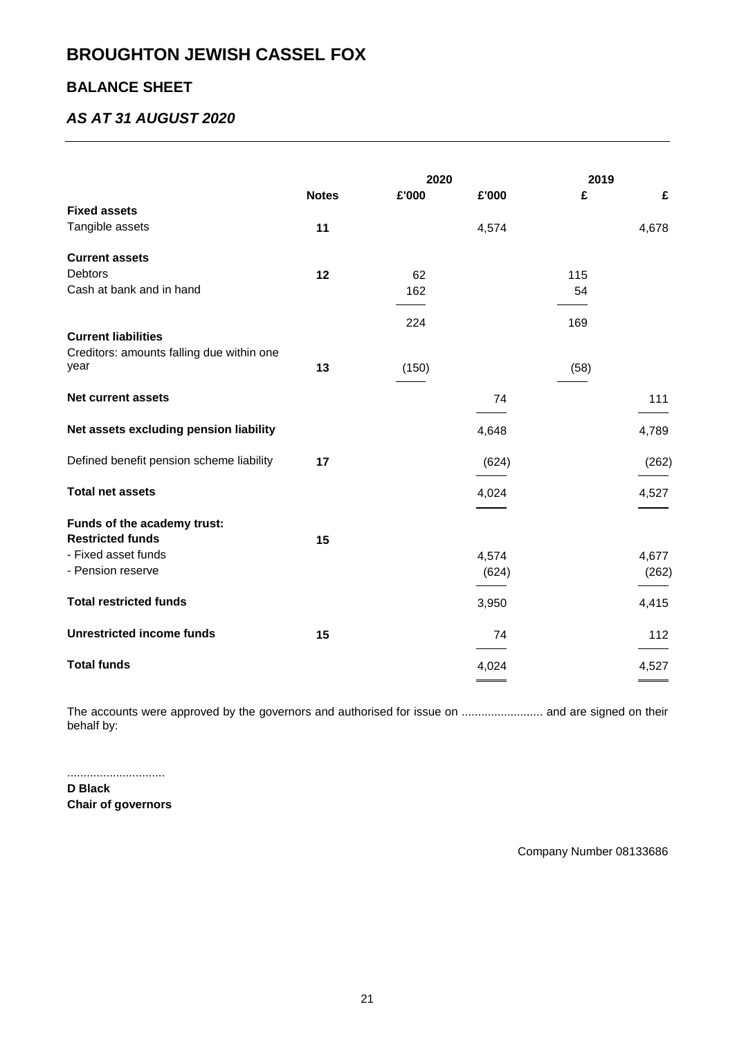# BROUGHTON JEWISH CASSEL FOX

## BALANCE SHEET

### *AS AT 31 AUGUST 2020*

| | Notes | 2020 £'000 | 2020 £'000 | 2019 £ | 2019 £ |
|---|---|---|---|---|---|
| **Fixed assets** | | | | | |
| Tangible assets | **11** | | 4,574 | | 4,678 |
| **Current assets** | | | | | |
| Debtors | **12** | 62 | | 115 | |
| Cash at bank and in hand | | 162 | | 54 | |
| | | 224 | | 169 | |
| **Current liabilities** | | | | | |
| Creditors: amounts falling due within one year | **13** | (150) | | (58) | |
| **Net current assets** | | | 74 | | 111 |
| **Net assets excluding pension liability** | | | 4,648 | | 4,789 |
| Defined benefit pension scheme liability | **17** | | (624) | | (262) |
| **Total net assets** | | | 4,024 | | 4,527 |
| **Funds of the academy trust:** | | | | | |
| **Restricted funds** | **15** | | | | |
| - Fixed asset funds | | | 4,574 | | 4,677 |
| - Pension reserve | | | (624) | | (262) |
| **Total restricted funds** | | | 3,950 | | 4,415 |
| **Unrestricted income funds** | **15** | | 74 | | 112 |
| **Total funds** | | | 4,024 | | 4,527 |

The accounts were approved by the governors and authorised for issue on ......................... and are signed on their behalf by:

..............................
**D Black**
**Chair of governors**

Company Number 08133686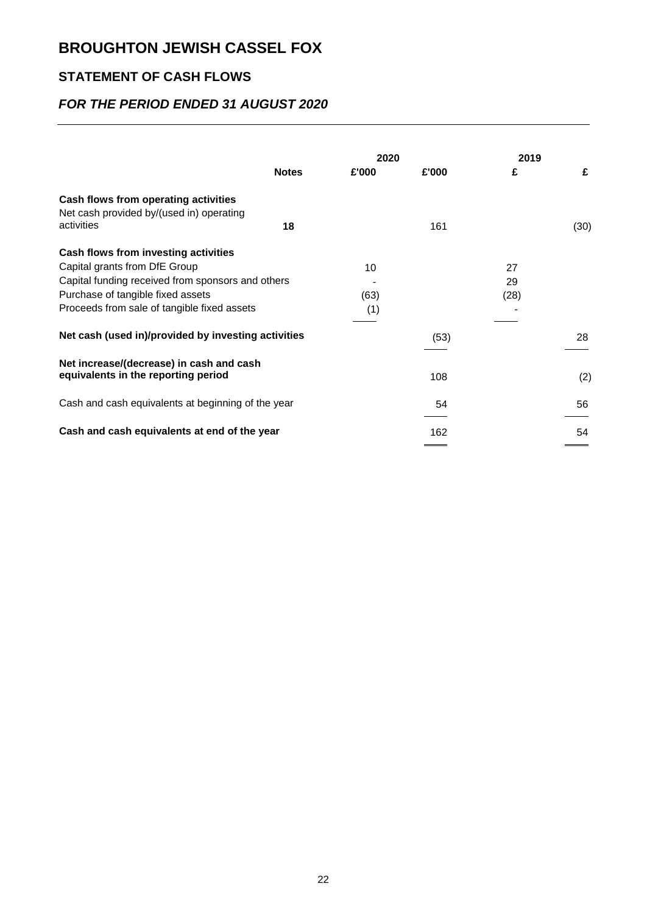# BROUGHTON JEWISH CASSEL FOX

## STATEMENT OF CASH FLOWS

### *FOR THE PERIOD ENDED 31 AUGUST 2020*

| | Notes | 2020 £'000 | 2020 £'000 | 2019 £ | 2019 £ |
|---|---|---|---|---|---|
| **Cash flows from operating activities** | | | | | |
| Net cash provided by/(used in) operating activities | **18** | | 161 | | (30) |
| **Cash flows from investing activities** | | | | | |
| Capital grants from DfE Group | | 10 | | 27 | |
| Capital funding received from sponsors and others | | - | | 29 | |
| Purchase of tangible fixed assets | | (63) | | (28) | |
| Proceeds from sale of tangible fixed assets | | (1) | | - | |
| **Net cash (used in)/provided by investing activities** | | | (53) | | 28 |
| **Net increase/(decrease) in cash and cash equivalents in the reporting period** | | | 108 | | (2) |
| Cash and cash equivalents at beginning of the year | | | 54 | | 56 |
| **Cash and cash equivalents at end of the year** | | | 162 | | 54 |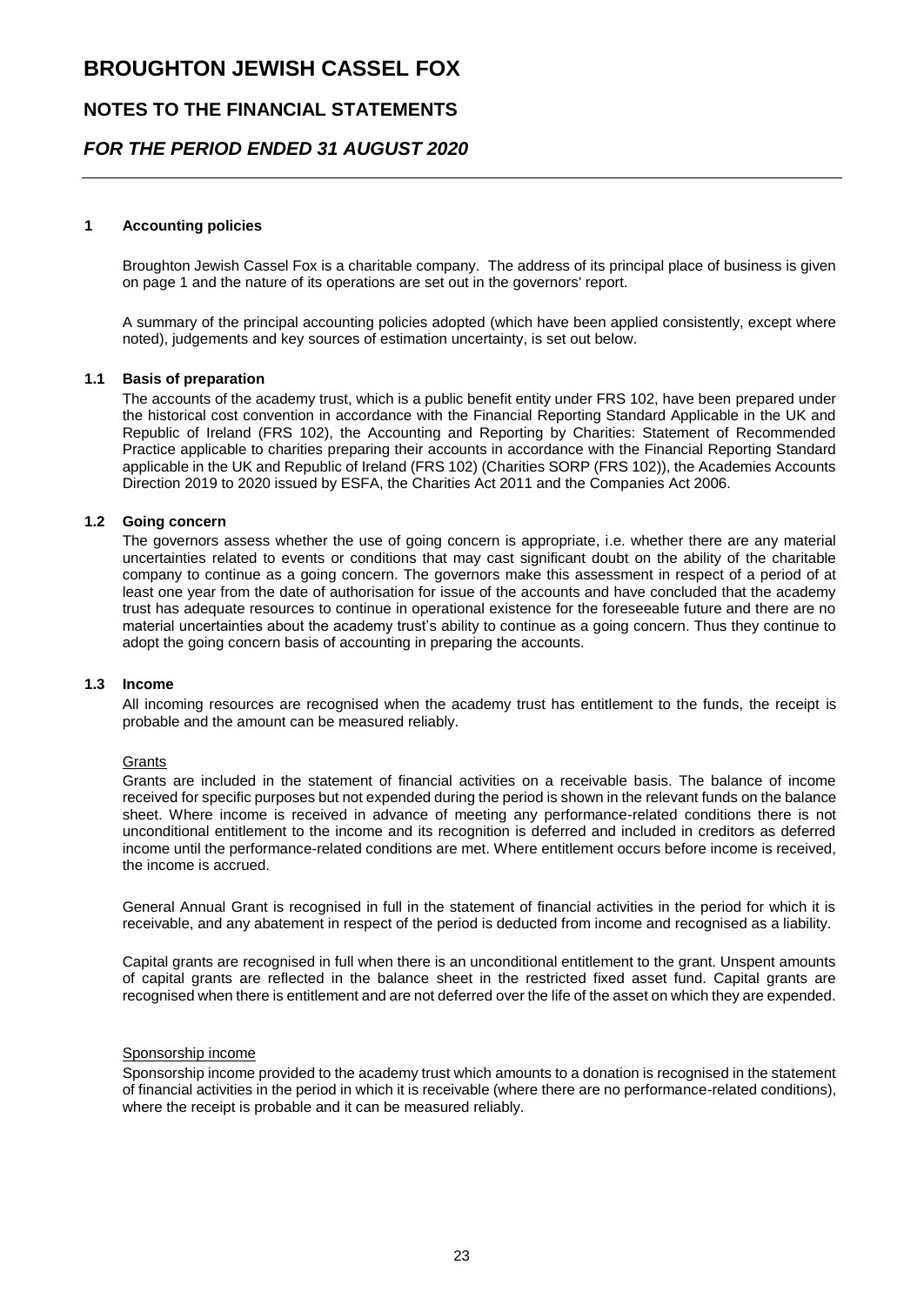# BROUGHTON JEWISH CASSEL FOX

## NOTES TO THE FINANCIAL STATEMENTS

### *FOR THE PERIOD ENDED 31 AUGUST 2020*

---

**1 Accounting policies**

Broughton Jewish Cassel Fox is a charitable company. The address of its principal place of business is given on page 1 and the nature of its operations are set out in the governors' report.

A summary of the principal accounting policies adopted (which have been applied consistently, except where noted), judgements and key sources of estimation uncertainty, is set out below.

**1.1 Basis of preparation**

The accounts of the academy trust, which is a public benefit entity under FRS 102, have been prepared under the historical cost convention in accordance with the Financial Reporting Standard Applicable in the UK and Republic of Ireland (FRS 102), the Accounting and Reporting by Charities: Statement of Recommended Practice applicable to charities preparing their accounts in accordance with the Financial Reporting Standard applicable in the UK and Republic of Ireland (FRS 102) (Charities SORP (FRS 102)), the Academies Accounts Direction 2019 to 2020 issued by ESFA, the Charities Act 2011 and the Companies Act 2006.

**1.2 Going concern**

The governors assess whether the use of going concern is appropriate, i.e. whether there are any material uncertainties related to events or conditions that may cast significant doubt on the ability of the charitable company to continue as a going concern. The governors make this assessment in respect of a period of at least one year from the date of authorisation for issue of the accounts and have concluded that the academy trust has adequate resources to continue in operational existence for the foreseeable future and there are no material uncertainties about the academy trust's ability to continue as a going concern. Thus they continue to adopt the going concern basis of accounting in preparing the accounts.

**1.3 Income**

All incoming resources are recognised when the academy trust has entitlement to the funds, the receipt is probable and the amount can be measured reliably.

Grants

Grants are included in the statement of financial activities on a receivable basis. The balance of income received for specific purposes but not expended during the period is shown in the relevant funds on the balance sheet. Where income is received in advance of meeting any performance-related conditions there is not unconditional entitlement to the income and its recognition is deferred and included in creditors as deferred income until the performance-related conditions are met. Where entitlement occurs before income is received, the income is accrued.

General Annual Grant is recognised in full in the statement of financial activities in the period for which it is receivable, and any abatement in respect of the period is deducted from income and recognised as a liability.

Capital grants are recognised in full when there is an unconditional entitlement to the grant. Unspent amounts of capital grants are reflected in the balance sheet in the restricted fixed asset fund. Capital grants are recognised when there is entitlement and are not deferred over the life of the asset on which they are expended.

Sponsorship income

Sponsorship income provided to the academy trust which amounts to a donation is recognised in the statement of financial activities in the period in which it is receivable (where there are no performance-related conditions), where the receipt is probable and it can be measured reliably.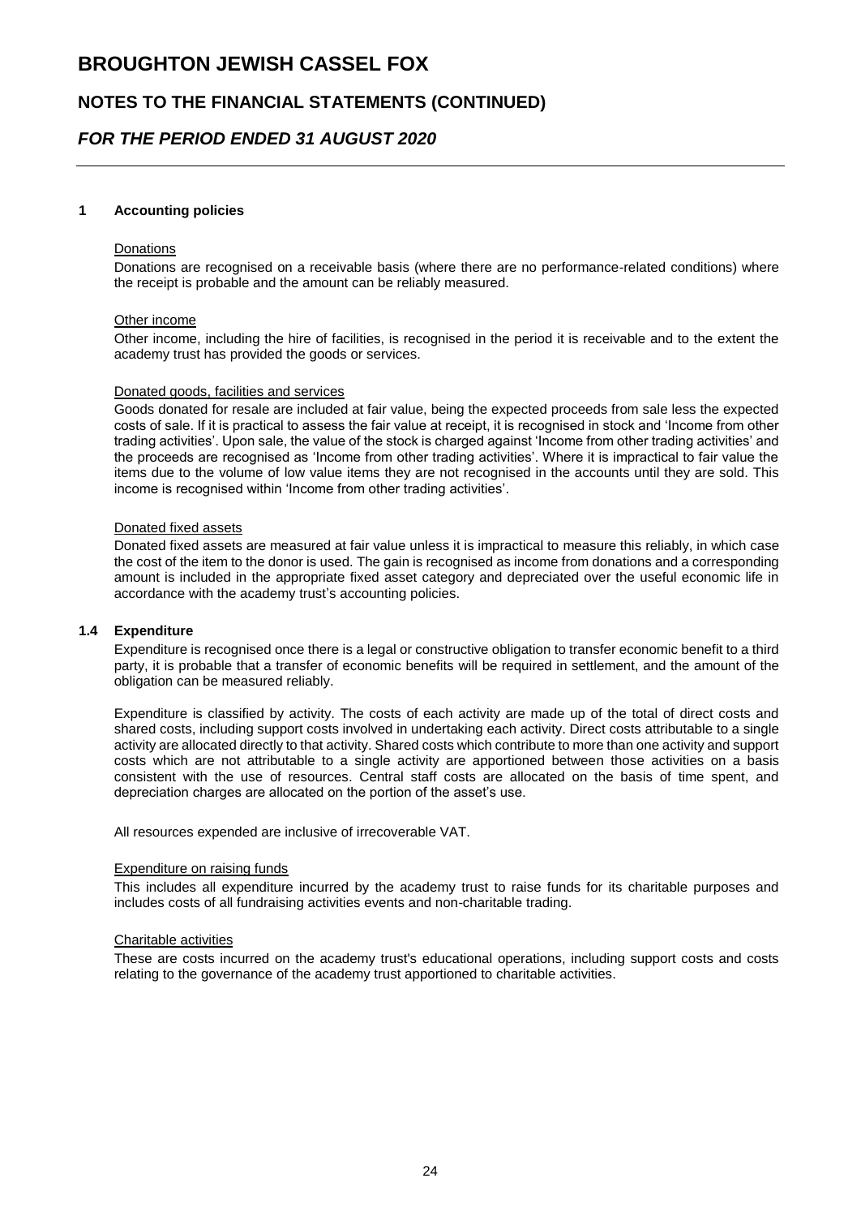## 1 Accounting policies

Donations

Donations are recognised on a receivable basis (where there are no performance-related conditions) where the receipt is probable and the amount can be reliably measured.

Other income

Other income, including the hire of facilities, is recognised in the period it is receivable and to the extent the academy trust has provided the goods or services.

Donated goods, facilities and services

Goods donated for resale are included at fair value, being the expected proceeds from sale less the expected costs of sale. If it is practical to assess the fair value at receipt, it is recognised in stock and 'Income from other trading activities'. Upon sale, the value of the stock is charged against 'Income from other trading activities' and the proceeds are recognised as 'Income from other trading activities'. Where it is impractical to fair value the items due to the volume of low value items they are not recognised in the accounts until they are sold. This income is recognised within 'Income from other trading activities'.

Donated fixed assets

Donated fixed assets are measured at fair value unless it is impractical to measure this reliably, in which case the cost of the item to the donor is used. The gain is recognised as income from donations and a corresponding amount is included in the appropriate fixed asset category and depreciated over the useful economic life in accordance with the academy trust's accounting policies.

### 1.4 Expenditure

Expenditure is recognised once there is a legal or constructive obligation to transfer economic benefit to a third party, it is probable that a transfer of economic benefits will be required in settlement, and the amount of the obligation can be measured reliably.

Expenditure is classified by activity. The costs of each activity are made up of the total of direct costs and shared costs, including support costs involved in undertaking each activity. Direct costs attributable to a single activity are allocated directly to that activity. Shared costs which contribute to more than one activity and support costs which are not attributable to a single activity are apportioned between those activities on a basis consistent with the use of resources. Central staff costs are allocated on the basis of time spent, and depreciation charges are allocated on the portion of the asset's use.

All resources expended are inclusive of irrecoverable VAT.

Expenditure on raising funds

This includes all expenditure incurred by the academy trust to raise funds for its charitable purposes and includes costs of all fundraising activities events and non-charitable trading.

Charitable activities

These are costs incurred on the academy trust's educational operations, including support costs and costs relating to the governance of the academy trust apportioned to charitable activities.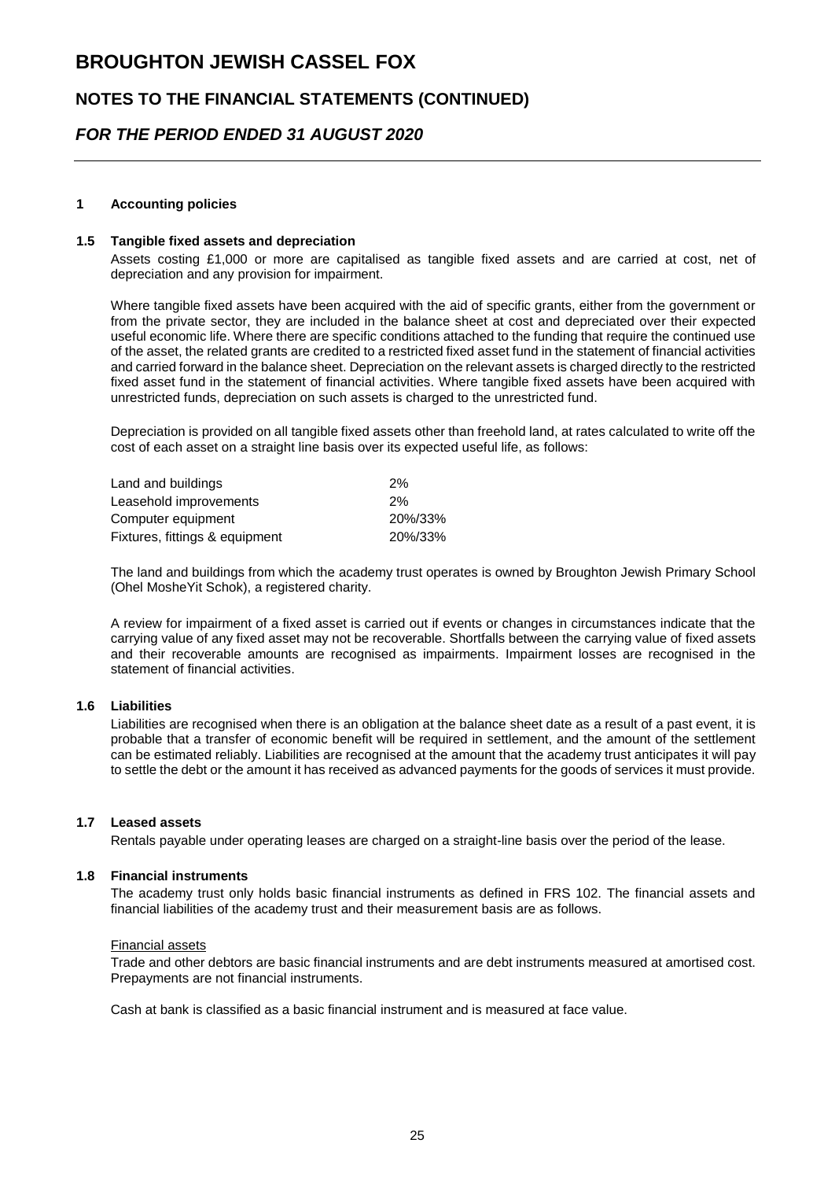# BROUGHTON JEWISH CASSEL FOX

## NOTES TO THE FINANCIAL STATEMENTS (CONTINUED)

## *FOR THE PERIOD ENDED 31 AUGUST 2020*

### 1 Accounting policies

### 1.5 Tangible fixed assets and depreciation

Assets costing £1,000 or more are capitalised as tangible fixed assets and are carried at cost, net of depreciation and any provision for impairment.

Where tangible fixed assets have been acquired with the aid of specific grants, either from the government or from the private sector, they are included in the balance sheet at cost and depreciated over their expected useful economic life. Where there are specific conditions attached to the funding that require the continued use of the asset, the related grants are credited to a restricted fixed asset fund in the statement of financial activities and carried forward in the balance sheet. Depreciation on the relevant assets is charged directly to the restricted fixed asset fund in the statement of financial activities. Where tangible fixed assets have been acquired with unrestricted funds, depreciation on such assets is charged to the unrestricted fund.

Depreciation is provided on all tangible fixed assets other than freehold land, at rates calculated to write off the cost of each asset on a straight line basis over its expected useful life, as follows:

| | |
|---|---|
| Land and buildings | 2% |
| Leasehold improvements | 2% |
| Computer equipment | 20%/33% |
| Fixtures, fittings & equipment | 20%/33% |

The land and buildings from which the academy trust operates is owned by Broughton Jewish Primary School (Ohel MosheYit Schok), a registered charity.

A review for impairment of a fixed asset is carried out if events or changes in circumstances indicate that the carrying value of any fixed asset may not be recoverable. Shortfalls between the carrying value of fixed assets and their recoverable amounts are recognised as impairments. Impairment losses are recognised in the statement of financial activities.

### 1.6 Liabilities

Liabilities are recognised when there is an obligation at the balance sheet date as a result of a past event, it is probable that a transfer of economic benefit will be required in settlement, and the amount of the settlement can be estimated reliably. Liabilities are recognised at the amount that the academy trust anticipates it will pay to settle the debt or the amount it has received as advanced payments for the goods of services it must provide.

### 1.7 Leased assets

Rentals payable under operating leases are charged on a straight-line basis over the period of the lease.

### 1.8 Financial instruments

The academy trust only holds basic financial instruments as defined in FRS 102. The financial assets and financial liabilities of the academy trust and their measurement basis are as follows.

Financial assets

Trade and other debtors are basic financial instruments and are debt instruments measured at amortised cost. Prepayments are not financial instruments.

Cash at bank is classified as a basic financial instrument and is measured at face value.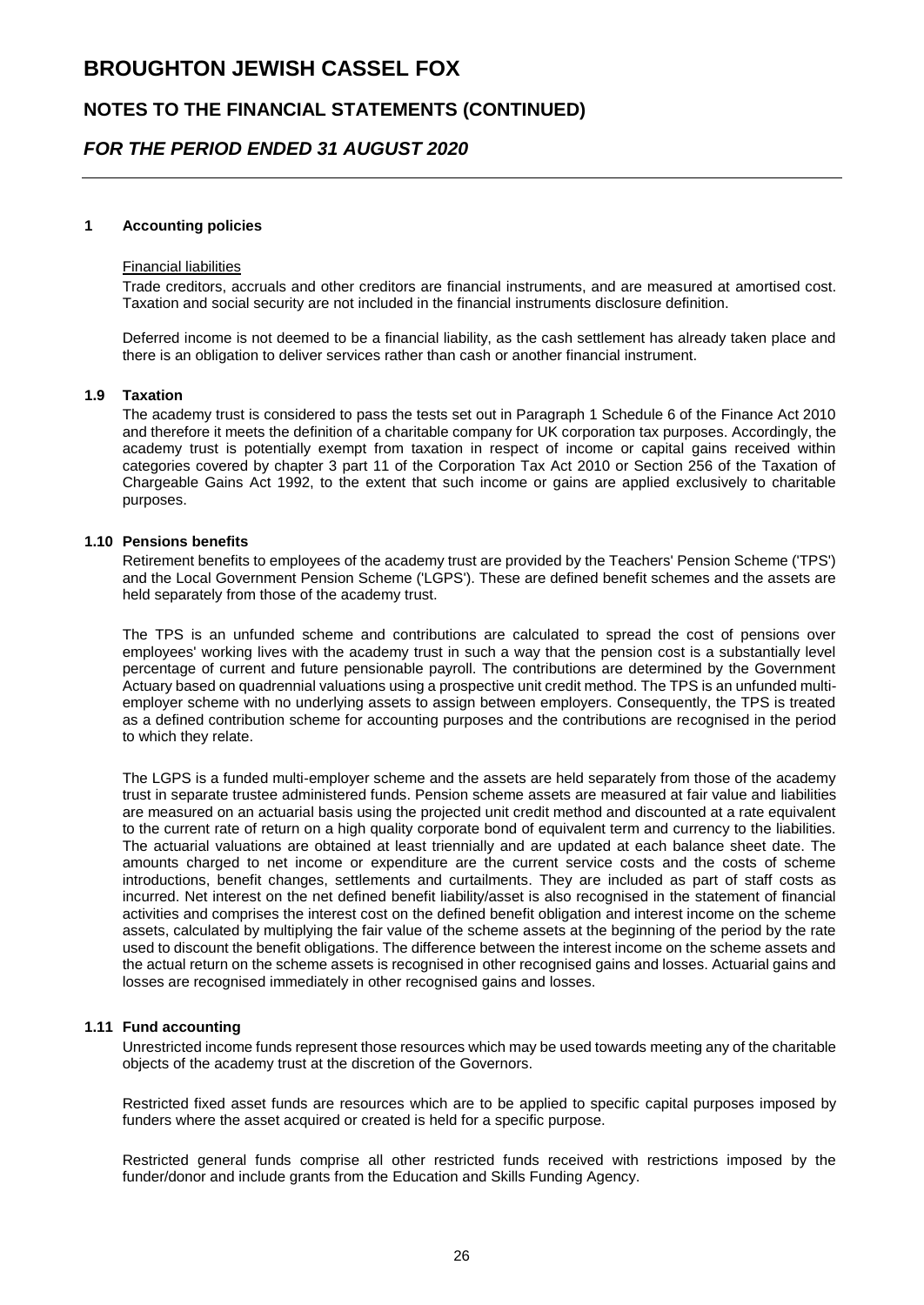## 1 Accounting policies

Financial liabilities

Trade creditors, accruals and other creditors are financial instruments, and are measured at amortised cost. Taxation and social security are not included in the financial instruments disclosure definition.

Deferred income is not deemed to be a financial liability, as the cash settlement has already taken place and there is an obligation to deliver services rather than cash or another financial instrument.

### 1.9 Taxation

The academy trust is considered to pass the tests set out in Paragraph 1 Schedule 6 of the Finance Act 2010 and therefore it meets the definition of a charitable company for UK corporation tax purposes. Accordingly, the academy trust is potentially exempt from taxation in respect of income or capital gains received within categories covered by chapter 3 part 11 of the Corporation Tax Act 2010 or Section 256 of the Taxation of Chargeable Gains Act 1992, to the extent that such income or gains are applied exclusively to charitable purposes.

### 1.10 Pensions benefits

Retirement benefits to employees of the academy trust are provided by the Teachers' Pension Scheme ('TPS') and the Local Government Pension Scheme ('LGPS'). These are defined benefit schemes and the assets are held separately from those of the academy trust.

The TPS is an unfunded scheme and contributions are calculated to spread the cost of pensions over employees' working lives with the academy trust in such a way that the pension cost is a substantially level percentage of current and future pensionable payroll. The contributions are determined by the Government Actuary based on quadrennial valuations using a prospective unit credit method. The TPS is an unfunded multi-employer scheme with no underlying assets to assign between employers. Consequently, the TPS is treated as a defined contribution scheme for accounting purposes and the contributions are recognised in the period to which they relate.

The LGPS is a funded multi-employer scheme and the assets are held separately from those of the academy trust in separate trustee administered funds. Pension scheme assets are measured at fair value and liabilities are measured on an actuarial basis using the projected unit credit method and discounted at a rate equivalent to the current rate of return on a high quality corporate bond of equivalent term and currency to the liabilities. The actuarial valuations are obtained at least triennially and are updated at each balance sheet date. The amounts charged to net income or expenditure are the current service costs and the costs of scheme introductions, benefit changes, settlements and curtailments. They are included as part of staff costs as incurred. Net interest on the net defined benefit liability/asset is also recognised in the statement of financial activities and comprises the interest cost on the defined benefit obligation and interest income on the scheme assets, calculated by multiplying the fair value of the scheme assets at the beginning of the period by the rate used to discount the benefit obligations. The difference between the interest income on the scheme assets and the actual return on the scheme assets is recognised in other recognised gains and losses. Actuarial gains and losses are recognised immediately in other recognised gains and losses.

### 1.11 Fund accounting

Unrestricted income funds represent those resources which may be used towards meeting any of the charitable objects of the academy trust at the discretion of the Governors.

Restricted fixed asset funds are resources which are to be applied to specific capital purposes imposed by funders where the asset acquired or created is held for a specific purpose.

Restricted general funds comprise all other restricted funds received with restrictions imposed by the funder/donor and include grants from the Education and Skills Funding Agency.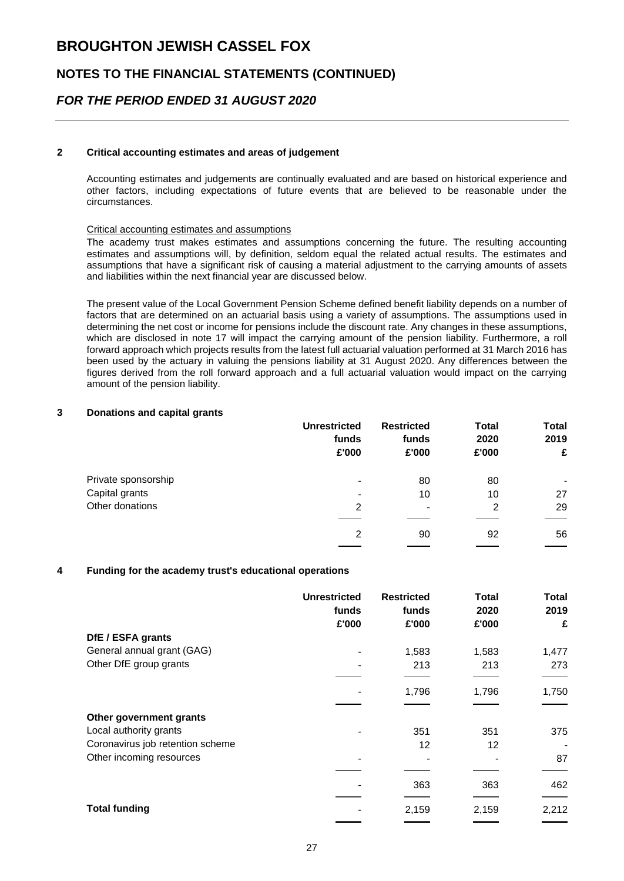# BROUGHTON JEWISH CASSEL FOX

## NOTES TO THE FINANCIAL STATEMENTS (CONTINUED)

## *FOR THE PERIOD ENDED 31 AUGUST 2020*

### 2 Critical accounting estimates and areas of judgement

Accounting estimates and judgements are continually evaluated and are based on historical experience and other factors, including expectations of future events that are believed to be reasonable under the circumstances.

Critical accounting estimates and assumptions

The academy trust makes estimates and assumptions concerning the future. The resulting accounting estimates and assumptions will, by definition, seldom equal the related actual results. The estimates and assumptions that have a significant risk of causing a material adjustment to the carrying amounts of assets and liabilities within the next financial year are discussed below.

The present value of the Local Government Pension Scheme defined benefit liability depends on a number of factors that are determined on an actuarial basis using a variety of assumptions. The assumptions used in determining the net cost or income for pensions include the discount rate. Any changes in these assumptions, which are disclosed in note 17 will impact the carrying amount of the pension liability. Furthermore, a roll forward approach which projects results from the latest full actuarial valuation performed at 31 March 2016 has been used by the actuary in valuing the pensions liability at 31 August 2020. Any differences between the figures derived from the roll forward approach and a full actuarial valuation would impact on the carrying amount of the pension liability.

### 3 Donations and capital grants

| | Unrestricted funds £'000 | Restricted funds £'000 | Total 2020 £'000 | Total 2019 £ |
|---|---|---|---|---|
| Private sponsorship | - | 80 | 80 | - |
| Capital grants | - | 10 | 10 | 27 |
| Other donations | 2 | - | 2 | 29 |
| | 2 | 90 | 92 | 56 |

### 4 Funding for the academy trust's educational operations

| | Unrestricted funds £'000 | Restricted funds £'000 | Total 2020 £'000 | Total 2019 £ |
|---|---|---|---|---|
| **DfE / ESFA grants** | | | | |
| General annual grant (GAG) | - | 1,583 | 1,583 | 1,477 |
| Other DfE group grants | - | 213 | 213 | 273 |
| | - | 1,796 | 1,796 | 1,750 |
| **Other government grants** | | | | |
| Local authority grants | - | 351 | 351 | 375 |
| Coronavirus job retention scheme | | 12 | 12 | - |
| Other incoming resources | - | - | - | 87 |
| | - | 363 | 363 | 462 |
| **Total funding** | - | 2,159 | 2,159 | 2,212 |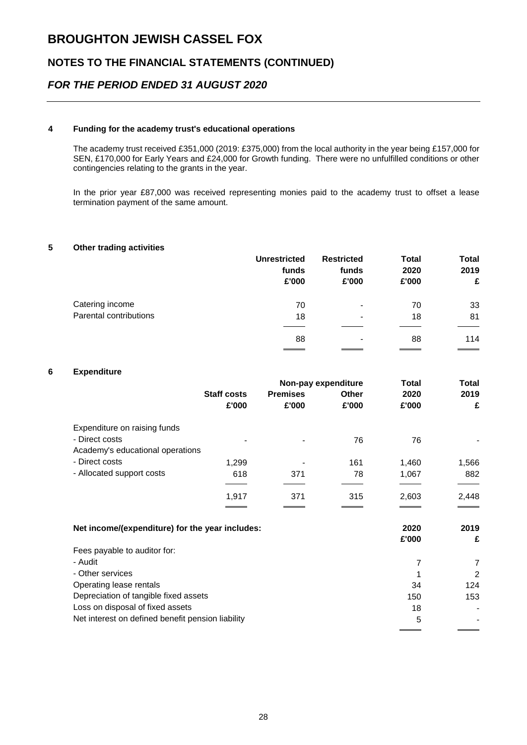# BROUGHTON JEWISH CASSEL FOX

## NOTES TO THE FINANCIAL STATEMENTS (CONTINUED)

## *FOR THE PERIOD ENDED 31 AUGUST 2020*

### 4 Funding for the academy trust's educational operations

The academy trust received £351,000 (2019: £375,000) from the local authority in the year being £157,000 for SEN, £170,000 for Early Years and £24,000 for Growth funding. There were no unfulfilled conditions or other contingencies relating to the grants in the year.

In the prior year £87,000 was received representing monies paid to the academy trust to offset a lease termination payment of the same amount.

### 5 Other trading activities

| | Unrestricted funds £'000 | Restricted funds £'000 | Total 2020 £'000 | Total 2019 £ |
|---|---|---|---|---|
| Catering income | 70 | - | 70 | 33 |
| Parental contributions | 18 | - | 18 | 81 |
| | 88 | - | 88 | 114 |

### 6 Expenditure

| | Staff costs £'000 | Non-pay expenditure Premises £'000 | Other £'000 | Total 2020 £'000 | Total 2019 £ |
|---|---|---|---|---|---|
| Expenditure on raising funds | | | | | |
| - Direct costs | - | - | 76 | 76 | - |
| Academy's educational operations | | | | | |
| - Direct costs | 1,299 | - | 161 | 1,460 | 1,566 |
| - Allocated support costs | 618 | 371 | 78 | 1,067 | 882 |
| | 1,917 | 371 | 315 | 2,603 | 2,448 |

| Net income/(expenditure) for the year includes: | 2020 £'000 | 2019 £ |
|---|---|---|
| Fees payable to auditor for: | | |
| - Audit | 7 | 7 |
| - Other services | 1 | 2 |
| Operating lease rentals | 34 | 124 |
| Depreciation of tangible fixed assets | 150 | 153 |
| Loss on disposal of fixed assets | 18 | - |
| Net interest on defined benefit pension liability | 5 | - |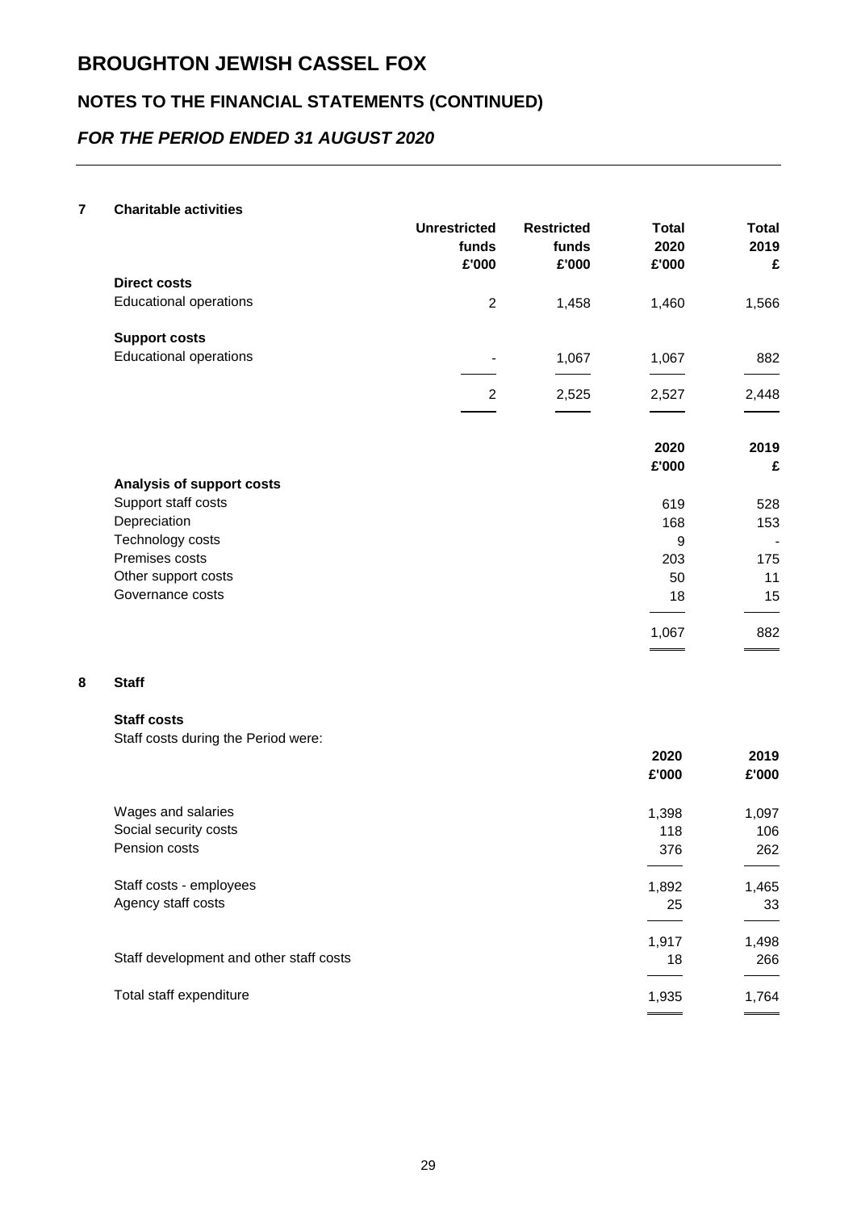# BROUGHTON JEWISH CASSEL FOX

## NOTES TO THE FINANCIAL STATEMENTS (CONTINUED)

### *FOR THE PERIOD ENDED 31 AUGUST 2020*

**7 Charitable activities**

| | Unrestricted funds £'000 | Restricted funds £'000 | Total 2020 £'000 | Total 2019 £ |
|---|---|---|---|---|
| **Direct costs** | | | | |
| Educational operations | 2 | 1,458 | 1,460 | 1,566 |
| **Support costs** | | | | |
| Educational operations | - | 1,067 | 1,067 | 882 |
| | 2 | 2,525 | 2,527 | 2,448 |

| | 2020 £'000 | 2019 £ |
|---|---|---|
| **Analysis of support costs** | | |
| Support staff costs | 619 | 528 |
| Depreciation | 168 | 153 |
| Technology costs | 9 | - |
| Premises costs | 203 | 175 |
| Other support costs | 50 | 11 |
| Governance costs | 18 | 15 |
| | 1,067 | 882 |

**8 Staff**

**Staff costs**

Staff costs during the Period were:

| | 2020 £'000 | 2019 £'000 |
|---|---|---|
| Wages and salaries | 1,398 | 1,097 |
| Social security costs | 118 | 106 |
| Pension costs | 376 | 262 |
| Staff costs - employees | 1,892 | 1,465 |
| Agency staff costs | 25 | 33 |
| | 1,917 | 1,498 |
| Staff development and other staff costs | 18 | 266 |
| Total staff expenditure | 1,935 | 1,764 |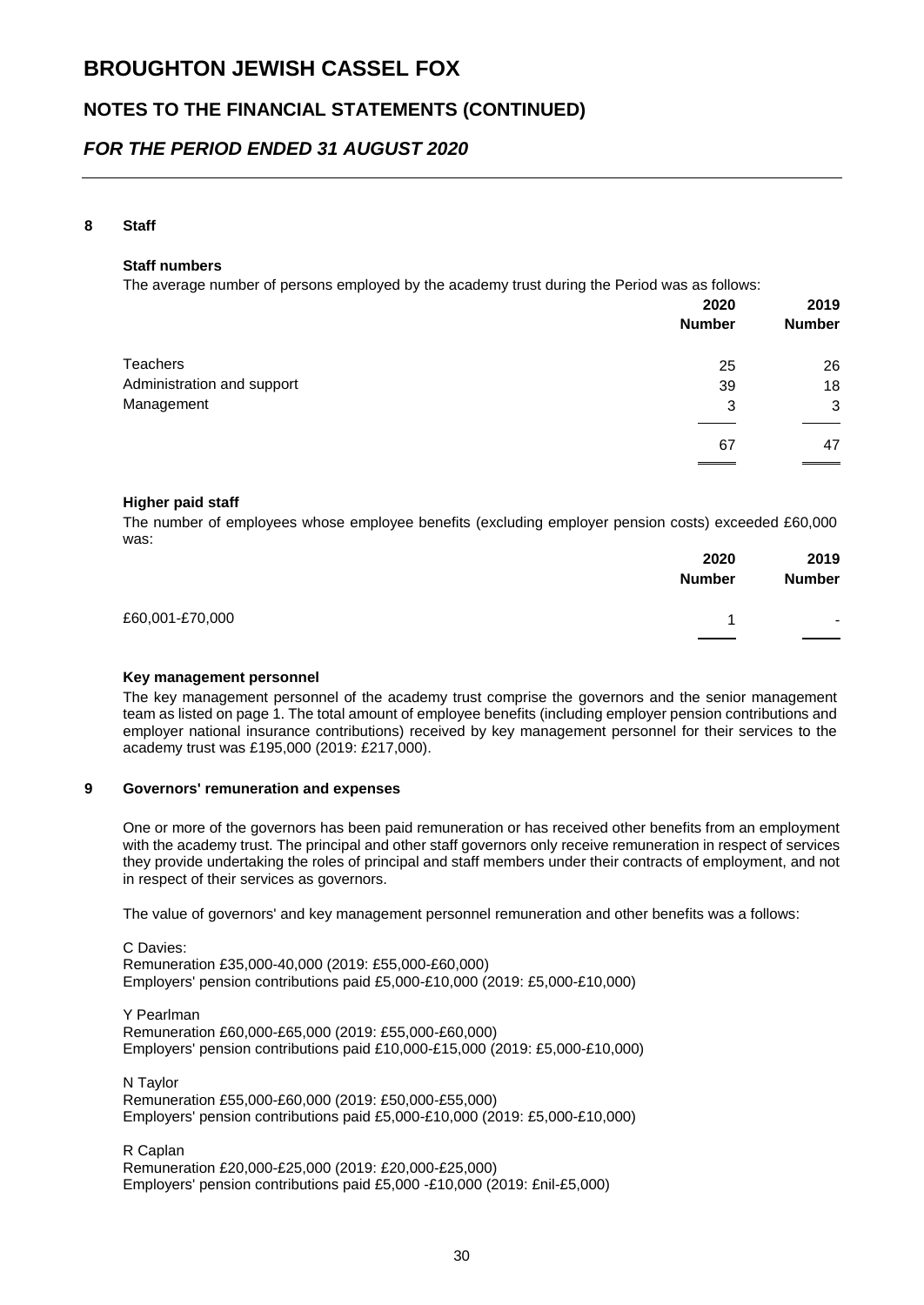# BROUGHTON JEWISH CASSEL FOX

## NOTES TO THE FINANCIAL STATEMENTS (CONTINUED)

## *FOR THE PERIOD ENDED 31 AUGUST 2020*

### 8 Staff

**Staff numbers**

The average number of persons employed by the academy trust during the Period was as follows:

| | 2020 Number | 2019 Number |
|---|---|---|
| Teachers | 25 | 26 |
| Administration and support | 39 | 18 |
| Management | 3 | 3 |
| | 67 | 47 |

**Higher paid staff**

The number of employees whose employee benefits (excluding employer pension costs) exceeded £60,000 was:

| | 2020 Number | 2019 Number |
|---|---|---|
| £60,001-£70,000 | 1 | - |

**Key management personnel**

The key management personnel of the academy trust comprise the governors and the senior management team as listed on page 1. The total amount of employee benefits (including employer pension contributions and employer national insurance contributions) received by key management personnel for their services to the academy trust was £195,000 (2019: £217,000).

### 9 Governors' remuneration and expenses

One or more of the governors has been paid remuneration or has received other benefits from an employment with the academy trust. The principal and other staff governors only receive remuneration in respect of services they provide undertaking the roles of principal and staff members under their contracts of employment, and not in respect of their services as governors.

The value of governors' and key management personnel remuneration and other benefits was a follows:

C Davies:
Remuneration £35,000-40,000 (2019: £55,000-£60,000)
Employers' pension contributions paid £5,000-£10,000 (2019: £5,000-£10,000)

Y Pearlman
Remuneration £60,000-£65,000 (2019: £55,000-£60,000)
Employers' pension contributions paid £10,000-£15,000 (2019: £5,000-£10,000)

N Taylor
Remuneration £55,000-£60,000 (2019: £50,000-£55,000)
Employers' pension contributions paid £5,000-£10,000 (2019: £5,000-£10,000)

R Caplan
Remuneration £20,000-£25,000 (2019: £20,000-£25,000)
Employers' pension contributions paid £5,000 -£10,000 (2019: £nil-£5,000)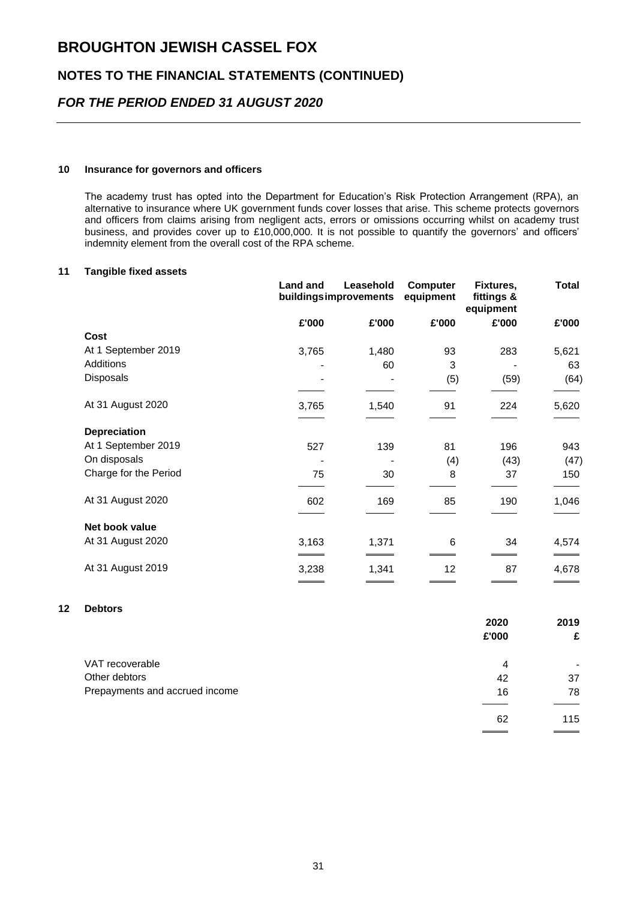# BROUGHTON JEWISH CASSEL FOX

## NOTES TO THE FINANCIAL STATEMENTS (CONTINUED)

### *FOR THE PERIOD ENDED 31 AUGUST 2020*

#### 10 Insurance for governors and officers

The academy trust has opted into the Department for Education's Risk Protection Arrangement (RPA), an alternative to insurance where UK government funds cover losses that arise. This scheme protects governors and officers from claims arising from negligent acts, errors or omissions occurring whilst on academy trust business, and provides cover up to £10,000,000. It is not possible to quantify the governors' and officers' indemnity element from the overall cost of the RPA scheme.

#### 11 Tangible fixed assets

| | Land and buildings | Leasehold improvements | Computer equipment | Fixtures, fittings & equipment | Total |
|---|---|---|---|---|---|
| | £'000 | £'000 | £'000 | £'000 | £'000 |
| **Cost** | | | | | |
| At 1 September 2019 | 3,765 | 1,480 | 93 | 283 | 5,621 |
| Additions | - | 60 | 3 | - | 63 |
| Disposals | - | - | (5) | (59) | (64) |
| At 31 August 2020 | 3,765 | 1,540 | 91 | 224 | 5,620 |
| **Depreciation** | | | | | |
| At 1 September 2019 | 527 | 139 | 81 | 196 | 943 |
| On disposals | - | - | (4) | (43) | (47) |
| Charge for the Period | 75 | 30 | 8 | 37 | 150 |
| At 31 August 2020 | 602 | 169 | 85 | 190 | 1,046 |
| **Net book value** | | | | | |
| At 31 August 2020 | 3,163 | 1,371 | 6 | 34 | 4,574 |
| At 31 August 2019 | 3,238 | 1,341 | 12 | 87 | 4,678 |

#### 12 Debtors

| | 2020 | 2019 |
|---|---|---|
| | £'000 | £ |
| VAT recoverable | 4 | - |
| Other debtors | 42 | 37 |
| Prepayments and accrued income | 16 | 78 |
| | 62 | 115 |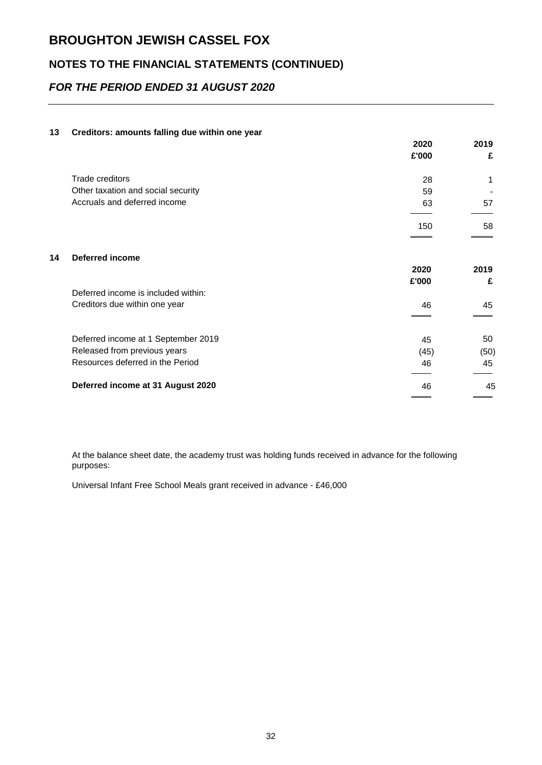# BROUGHTON JEWISH CASSEL FOX

## NOTES TO THE FINANCIAL STATEMENTS (CONTINUED)

### *FOR THE PERIOD ENDED 31 AUGUST 2020*

**13 Creditors: amounts falling due within one year**

| | 2020 £'000 | 2019 £ |
|---|---|---|
| Trade creditors | 28 | 1 |
| Other taxation and social security | 59 | - |
| Accruals and deferred income | 63 | 57 |
| | 150 | 58 |

**14 Deferred income**

| | 2020 £'000 | 2019 £ |
|---|---|---|
| Deferred income is included within: | | |
| Creditors due within one year | 46 | 45 |
| Deferred income at 1 September 2019 | 45 | 50 |
| Released from previous years | (45) | (50) |
| Resources deferred in the Period | 46 | 45 |
| **Deferred income at 31 August 2020** | 46 | 45 |

At the balance sheet date, the academy trust was holding funds received in advance for the following purposes:

Universal Infant Free School Meals grant received in advance - £46,000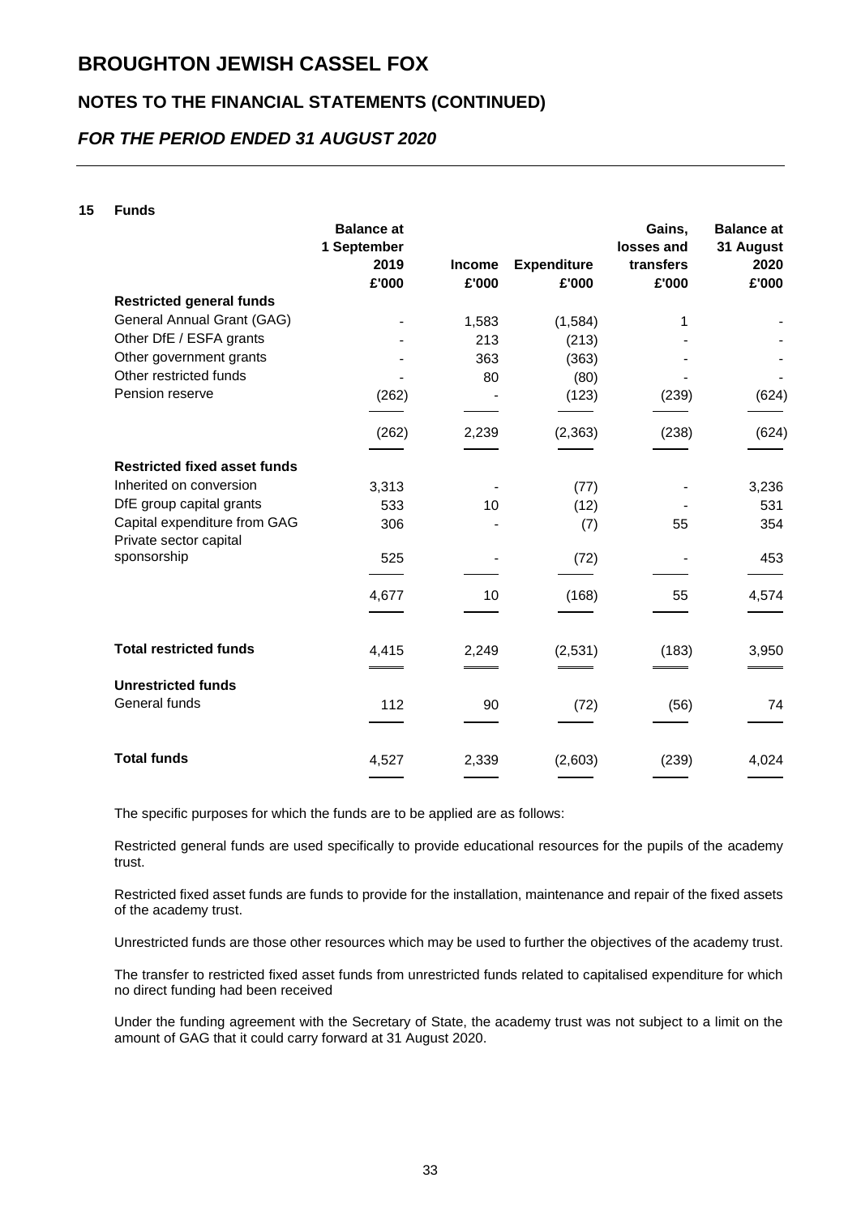# BROUGHTON JEWISH CASSEL FOX

## NOTES TO THE FINANCIAL STATEMENTS (CONTINUED)

## *FOR THE PERIOD ENDED 31 AUGUST 2020*

### 15 Funds

| | Balance at 1 September 2019 £'000 | Income £'000 | Expenditure £'000 | Gains, losses and transfers £'000 | Balance at 31 August 2020 £'000 |
|---|---|---|---|---|---|
| **Restricted general funds** | | | | | |
| General Annual Grant (GAG) | - | 1,583 | (1,584) | 1 | - |
| Other DfE / ESFA grants | - | 213 | (213) | - | - |
| Other government grants | - | 363 | (363) | - | - |
| Other restricted funds | - | 80 | (80) | - | - |
| Pension reserve | (262) | - | (123) | (239) | (624) |
| | (262) | 2,239 | (2,363) | (238) | (624) |
| **Restricted fixed asset funds** | | | | | |
| Inherited on conversion | 3,313 | - | (77) | - | 3,236 |
| DfE group capital grants | 533 | 10 | (12) | - | 531 |
| Capital expenditure from GAG | 306 | - | (7) | 55 | 354 |
| Private sector capital sponsorship | 525 | - | (72) | - | 453 |
| | 4,677 | 10 | (168) | 55 | 4,574 |
| **Total restricted funds** | 4,415 | 2,249 | (2,531) | (183) | 3,950 |
| **Unrestricted funds** | | | | | |
| General funds | 112 | 90 | (72) | (56) | 74 |
| **Total funds** | 4,527 | 2,339 | (2,603) | (239) | 4,024 |

The specific purposes for which the funds are to be applied are as follows:

Restricted general funds are used specifically to provide educational resources for the pupils of the academy trust.

Restricted fixed asset funds are funds to provide for the installation, maintenance and repair of the fixed assets of the academy trust.

Unrestricted funds are those other resources which may be used to further the objectives of the academy trust.

The transfer to restricted fixed asset funds from unrestricted funds related to capitalised expenditure for which no direct funding had been received

Under the funding agreement with the Secretary of State, the academy trust was not subject to a limit on the amount of GAG that it could carry forward at 31 August 2020.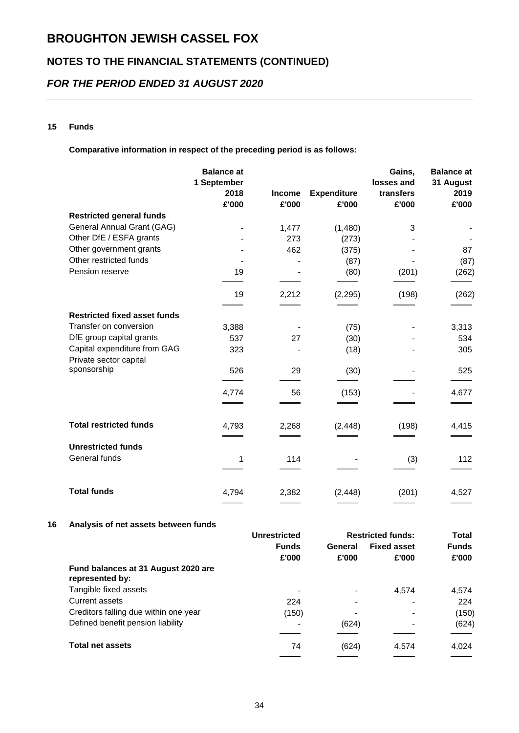# BROUGHTON JEWISH CASSEL FOX

## NOTES TO THE FINANCIAL STATEMENTS (CONTINUED)

### *FOR THE PERIOD ENDED 31 AUGUST 2020*

**15 Funds**

**Comparative information in respect of the preceding period is as follows:**

| | Balance at 1 September 2018 £'000 | Income £'000 | Expenditure £'000 | Gains, losses and transfers £'000 | Balance at 31 August 2019 £'000 |
|---|---|---|---|---|---|
| **Restricted general funds** | | | | | |
| General Annual Grant (GAG) | - | 1,477 | (1,480) | 3 | - |
| Other DfE / ESFA grants | - | 273 | (273) | - | - |
| Other government grants | - | 462 | (375) | - | 87 |
| Other restricted funds | - | - | (87) | - | (87) |
| Pension reserve | 19 | - | (80) | (201) | (262) |
| | 19 | 2,212 | (2,295) | (198) | (262) |
| **Restricted fixed asset funds** | | | | | |
| Transfer on conversion | 3,388 | - | (75) | - | 3,313 |
| DfE group capital grants | 537 | 27 | (30) | - | 534 |
| Capital expenditure from GAG | 323 | - | (18) | - | 305 |
| Private sector capital sponsorship | 526 | 29 | (30) | - | 525 |
| | 4,774 | 56 | (153) | - | 4,677 |
| **Total restricted funds** | 4,793 | 2,268 | (2,448) | (198) | 4,415 |
| **Unrestricted funds** | | | | | |
| General funds | 1 | 114 | - | (3) | 112 |
| **Total funds** | 4,794 | 2,382 | (2,448) | (201) | 4,527 |

**16 Analysis of net assets between funds**

| | Unrestricted Funds £'000 | Restricted funds: General £'000 | Restricted funds: Fixed asset £'000 | Total Funds £'000 |
|---|---|---|---|---|
| **Fund balances at 31 August 2020 are represented by:** | | | | |
| Tangible fixed assets | - | - | 4,574 | 4,574 |
| Current assets | 224 | - | - | 224 |
| Creditors falling due within one year | (150) | - | - | (150) |
| Defined benefit pension liability | - | (624) | - | (624) |
| **Total net assets** | 74 | (624) | 4,574 | 4,024 |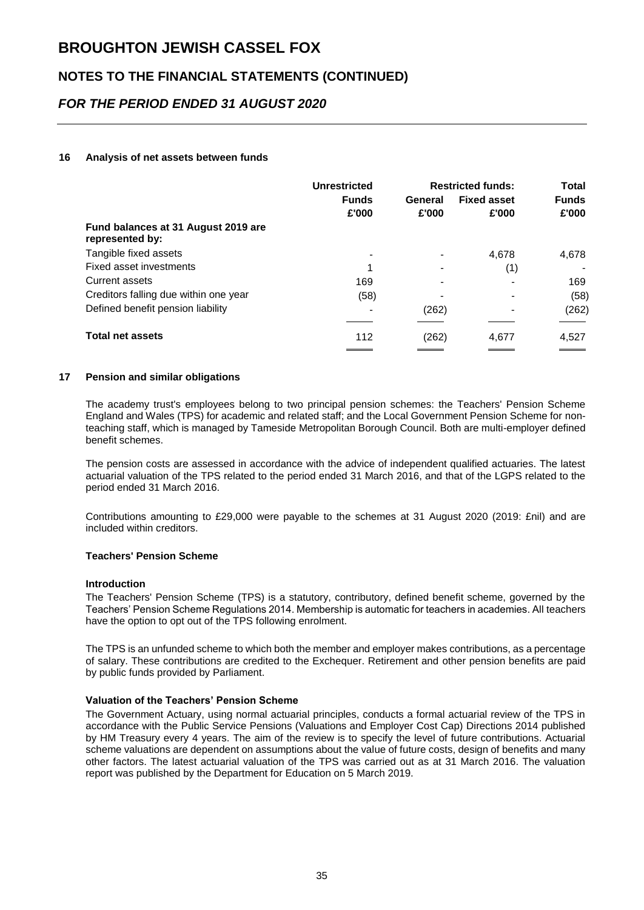#### 16 Analysis of net assets between funds

| | Unrestricted | Restricted funds: | | Total |
|---|---|---|---|---|
| | Funds | General | Fixed asset | Funds |
| | £'000 | £'000 | £'000 | £'000 |
| **Fund balances at 31 August 2019 are represented by:** | | | | |
| Tangible fixed assets | - | - | 4,678 | 4,678 |
| Fixed asset investments | 1 | - | (1) | - |
| Current assets | 169 | - | - | 169 |
| Creditors falling due within one year | (58) | - | - | (58) |
| Defined benefit pension liability | - | (262) | - | (262) |
| **Total net assets** | 112 | (262) | 4,677 | 4,527 |

#### 17 Pension and similar obligations

The academy trust's employees belong to two principal pension schemes: the Teachers' Pension Scheme England and Wales (TPS) for academic and related staff; and the Local Government Pension Scheme for non-teaching staff, which is managed by Tameside Metropolitan Borough Council. Both are multi-employer defined benefit schemes.

The pension costs are assessed in accordance with the advice of independent qualified actuaries. The latest actuarial valuation of the TPS related to the period ended 31 March 2016, and that of the LGPS related to the period ended 31 March 2016.

Contributions amounting to £29,000 were payable to the schemes at 31 August 2020 (2019: £nil) and are included within creditors.

**Teachers' Pension Scheme**

**Introduction**

The Teachers' Pension Scheme (TPS) is a statutory, contributory, defined benefit scheme, governed by the Teachers' Pension Scheme Regulations 2014. Membership is automatic for teachers in academies. All teachers have the option to opt out of the TPS following enrolment.

The TPS is an unfunded scheme to which both the member and employer makes contributions, as a percentage of salary. These contributions are credited to the Exchequer. Retirement and other pension benefits are paid by public funds provided by Parliament.

**Valuation of the Teachers' Pension Scheme**

The Government Actuary, using normal actuarial principles, conducts a formal actuarial review of the TPS in accordance with the Public Service Pensions (Valuations and Employer Cost Cap) Directions 2014 published by HM Treasury every 4 years. The aim of the review is to specify the level of future contributions. Actuarial scheme valuations are dependent on assumptions about the value of future costs, design of benefits and many other factors. The latest actuarial valuation of the TPS was carried out as at 31 March 2016. The valuation report was published by the Department for Education on 5 March 2019.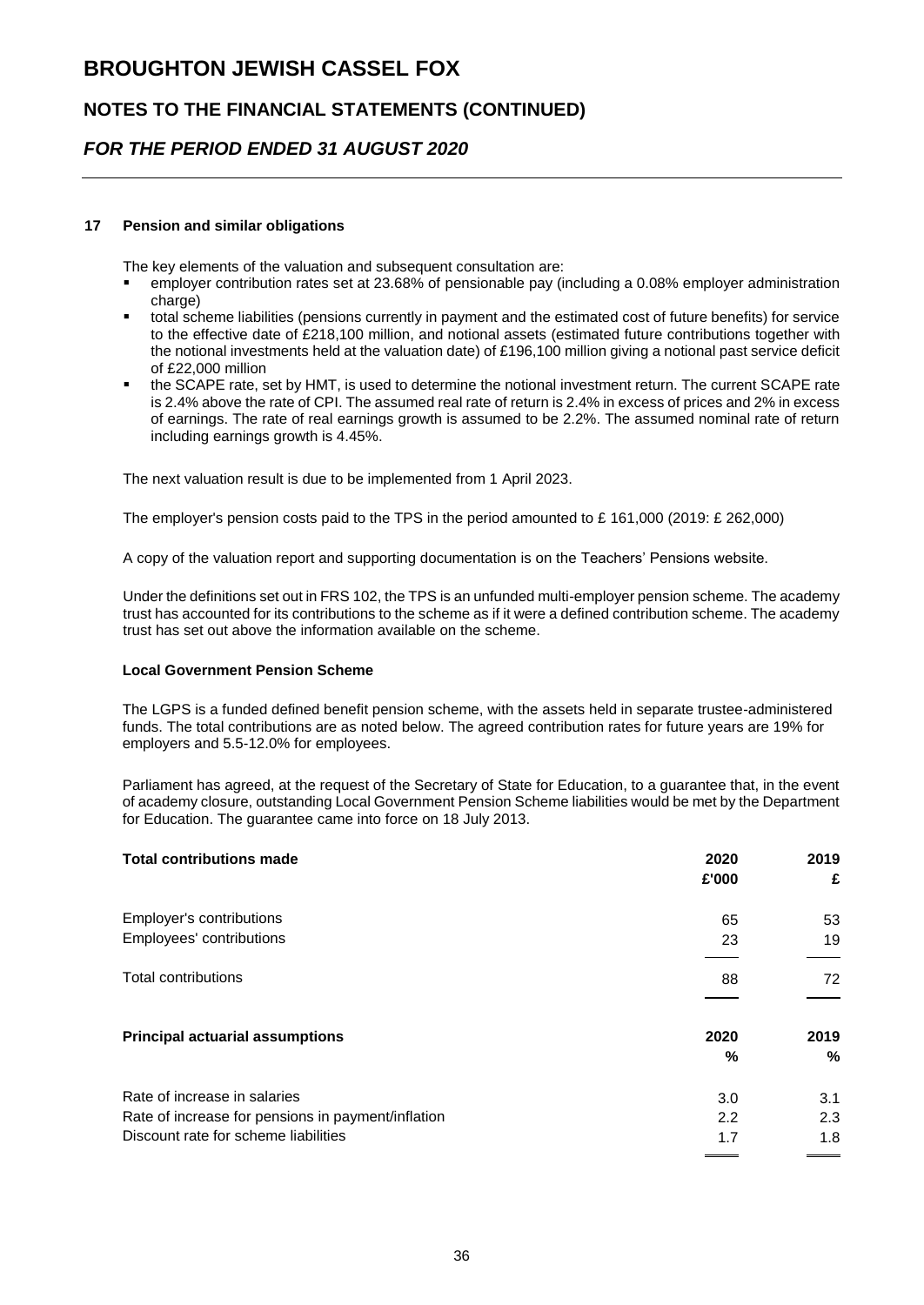## 17 Pension and similar obligations

The key elements of the valuation and subsequent consultation are:

- employer contribution rates set at 23.68% of pensionable pay (including a 0.08% employer administration charge)
- total scheme liabilities (pensions currently in payment and the estimated cost of future benefits) for service to the effective date of £218,100 million, and notional assets (estimated future contributions together with the notional investments held at the valuation date) of £196,100 million giving a notional past service deficit of £22,000 million
- the SCAPE rate, set by HMT, is used to determine the notional investment return. The current SCAPE rate is 2.4% above the rate of CPI. The assumed real rate of return is 2.4% in excess of prices and 2% in excess of earnings. The rate of real earnings growth is assumed to be 2.2%. The assumed nominal rate of return including earnings growth is 4.45%.

The next valuation result is due to be implemented from 1 April 2023.

The employer's pension costs paid to the TPS in the period amounted to £ 161,000 (2019: £ 262,000)

A copy of the valuation report and supporting documentation is on the Teachers' Pensions website.

Under the definitions set out in FRS 102, the TPS is an unfunded multi-employer pension scheme. The academy trust has accounted for its contributions to the scheme as if it were a defined contribution scheme. The academy trust has set out above the information available on the scheme.

### Local Government Pension Scheme

The LGPS is a funded defined benefit pension scheme, with the assets held in separate trustee-administered funds. The total contributions are as noted below. The agreed contribution rates for future years are 19% for employers and 5.5-12.0% for employees.

Parliament has agreed, at the request of the Secretary of State for Education, to a guarantee that, in the event of academy closure, outstanding Local Government Pension Scheme liabilities would be met by the Department for Education. The guarantee came into force on 18 July 2013.

| **Total contributions made** | **2020** | **2019** |
|---|---|---|
| | **£'000** | **£** |
| Employer's contributions | 65 | 53 |
| Employees' contributions | 23 | 19 |
| Total contributions | 88 | 72 |

| **Principal actuarial assumptions** | **2020** | **2019** |
|---|---|---|
| | **%** | **%** |
| Rate of increase in salaries | 3.0 | 3.1 |
| Rate of increase for pensions in payment/inflation | 2.2 | 2.3 |
| Discount rate for scheme liabilities | 1.7 | 1.8 |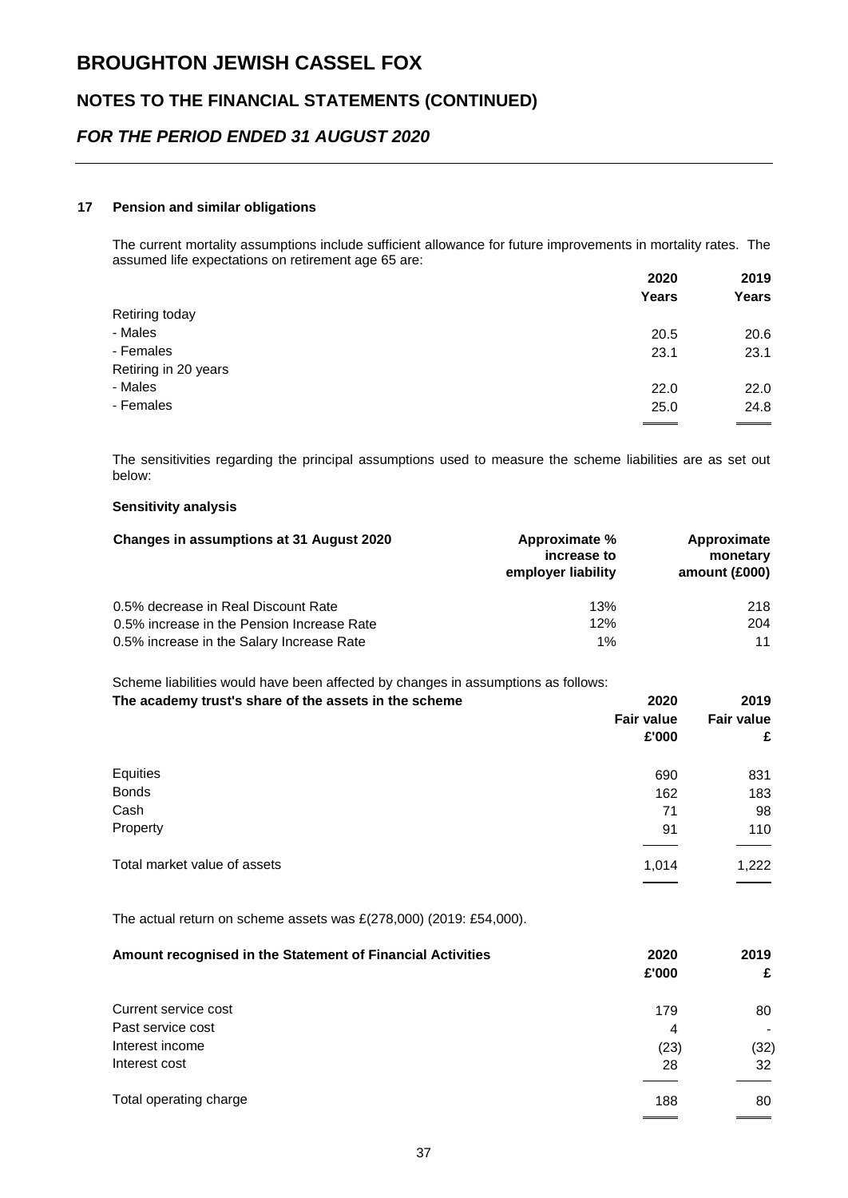## 17 Pension and similar obligations

The current mortality assumptions include sufficient allowance for future improvements in mortality rates. The assumed life expectations on retirement age 65 are:

| | 2020 Years | 2019 Years |
|---|---|---|
| Retiring today | | |
| - Males | 20.5 | 20.6 |
| - Females | 23.1 | 23.1 |
| Retiring in 20 years | | |
| - Males | 22.0 | 22.0 |
| - Females | 25.0 | 24.8 |

The sensitivities regarding the principal assumptions used to measure the scheme liabilities are as set out below:

**Sensitivity analysis**

| Changes in assumptions at 31 August 2020 | Approximate % increase to employer liability | Approximate monetary amount (£000) |
|---|---|---|
| 0.5% decrease in Real Discount Rate | 13% | 218 |
| 0.5% increase in the Pension Increase Rate | 12% | 204 |
| 0.5% increase in the Salary Increase Rate | 1% | 11 |

Scheme liabilities would have been affected by changes in assumptions as follows:

| The academy trust's share of the assets in the scheme | 2020 Fair value £'000 | 2019 Fair value £ |
|---|---|---|
| Equities | 690 | 831 |
| Bonds | 162 | 183 |
| Cash | 71 | 98 |
| Property | 91 | 110 |
| Total market value of assets | 1,014 | 1,222 |

The actual return on scheme assets was £(278,000) (2019: £54,000).

| Amount recognised in the Statement of Financial Activities | 2020 £'000 | 2019 £ |
|---|---|---|
| Current service cost | 179 | 80 |
| Past service cost | 4 | - |
| Interest income | (23) | (32) |
| Interest cost | 28 | 32 |
| Total operating charge | 188 | 80 |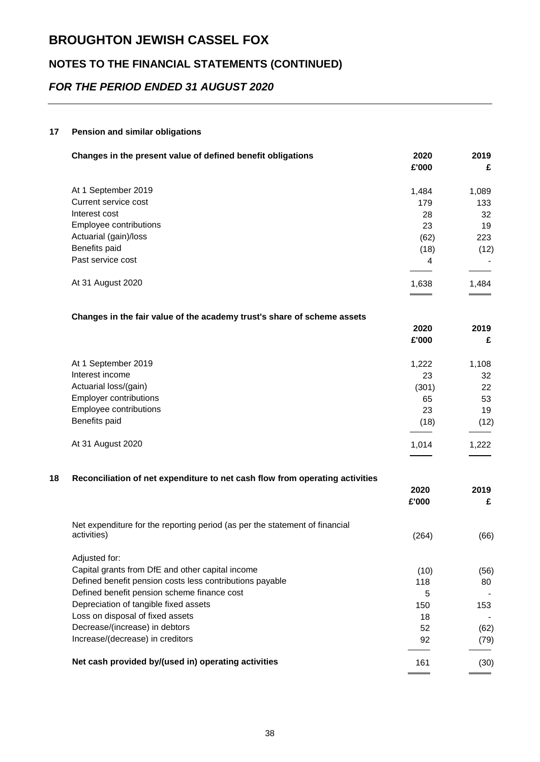# BROUGHTON JEWISH CASSEL FOX

## NOTES TO THE FINANCIAL STATEMENTS (CONTINUED)

### *FOR THE PERIOD ENDED 31 AUGUST 2020*

**17 Pension and similar obligations**

| **Changes in the present value of defined benefit obligations** | **2020 £'000** | **2019 £** |
|---|---|---|
| At 1 September 2019 | 1,484 | 1,089 |
| Current service cost | 179 | 133 |
| Interest cost | 28 | 32 |
| Employee contributions | 23 | 19 |
| Actuarial (gain)/loss | (62) | 223 |
| Benefits paid | (18) | (12) |
| Past service cost | 4 | - |
| At 31 August 2020 | 1,638 | 1,484 |

| **Changes in the fair value of the academy trust's share of scheme assets** | **2020 £'000** | **2019 £** |
|---|---|---|
| At 1 September 2019 | 1,222 | 1,108 |
| Interest income | 23 | 32 |
| Actuarial loss/(gain) | (301) | 22 |
| Employer contributions | 65 | 53 |
| Employee contributions | 23 | 19 |
| Benefits paid | (18) | (12) |
| At 31 August 2020 | 1,014 | 1,222 |

**18 Reconciliation of net expenditure to net cash flow from operating activities**

| | **2020 £'000** | **2019 £** |
|---|---|---|
| Net expenditure for the reporting period (as per the statement of financial activities) | (264) | (66) |
| Adjusted for: | | |
| Capital grants from DfE and other capital income | (10) | (56) |
| Defined benefit pension costs less contributions payable | 118 | 80 |
| Defined benefit pension scheme finance cost | 5 | - |
| Depreciation of tangible fixed assets | 150 | 153 |
| Loss on disposal of fixed assets | 18 | - |
| Decrease/(increase) in debtors | 52 | (62) |
| Increase/(decrease) in creditors | 92 | (79) |
| **Net cash provided by/(used in) operating activities** | 161 | (30) |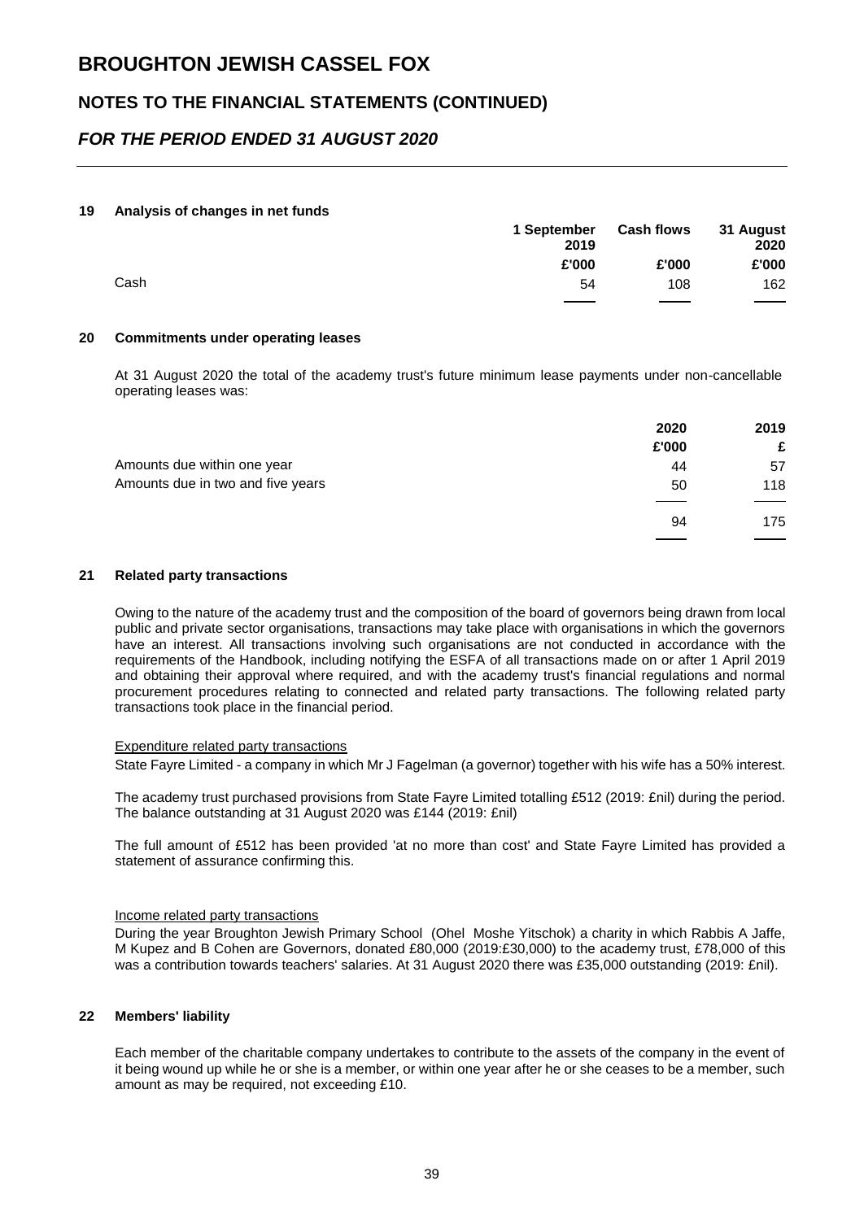# BROUGHTON JEWISH CASSEL FOX

## NOTES TO THE FINANCIAL STATEMENTS (CONTINUED)

## *FOR THE PERIOD ENDED 31 AUGUST 2020*

### 19 Analysis of changes in net funds

| | 1 September 2019 | Cash flows | 31 August 2020 |
|---|---|---|---|
| | £'000 | £'000 | £'000 |
| Cash | 54 | 108 | 162 |

### 20 Commitments under operating leases

At 31 August 2020 the total of the academy trust's future minimum lease payments under non-cancellable operating leases was:

| | 2020 | 2019 |
|---|---|---|
| | £'000 | £ |
| Amounts due within one year | 44 | 57 |
| Amounts due in two and five years | 50 | 118 |
| | 94 | 175 |

### 21 Related party transactions

Owing to the nature of the academy trust and the composition of the board of governors being drawn from local public and private sector organisations, transactions may take place with organisations in which the governors have an interest. All transactions involving such organisations are not conducted in accordance with the requirements of the Handbook, including notifying the ESFA of all transactions made on or after 1 April 2019 and obtaining their approval where required, and with the academy trust's financial regulations and normal procurement procedures relating to connected and related party transactions. The following related party transactions took place in the financial period.

Expenditure related party transactions

State Fayre Limited - a company in which Mr J Fagelman (a governor) together with his wife has a 50% interest.

The academy trust purchased provisions from State Fayre Limited totalling £512 (2019: £nil) during the period. The balance outstanding at 31 August 2020 was £144 (2019: £nil)

The full amount of £512 has been provided 'at no more than cost' and State Fayre Limited has provided a statement of assurance confirming this.

Income related party transactions

During the year Broughton Jewish Primary School (Ohel Moshe Yitschok) a charity in which Rabbis A Jaffe, M Kupez and B Cohen are Governors, donated £80,000 (2019:£30,000) to the academy trust, £78,000 of this was a contribution towards teachers' salaries. At 31 August 2020 there was £35,000 outstanding (2019: £nil).

### 22 Members' liability

Each member of the charitable company undertakes to contribute to the assets of the company in the event of it being wound up while he or she is a member, or within one year after he or she ceases to be a member, such amount as may be required, not exceeding £10.